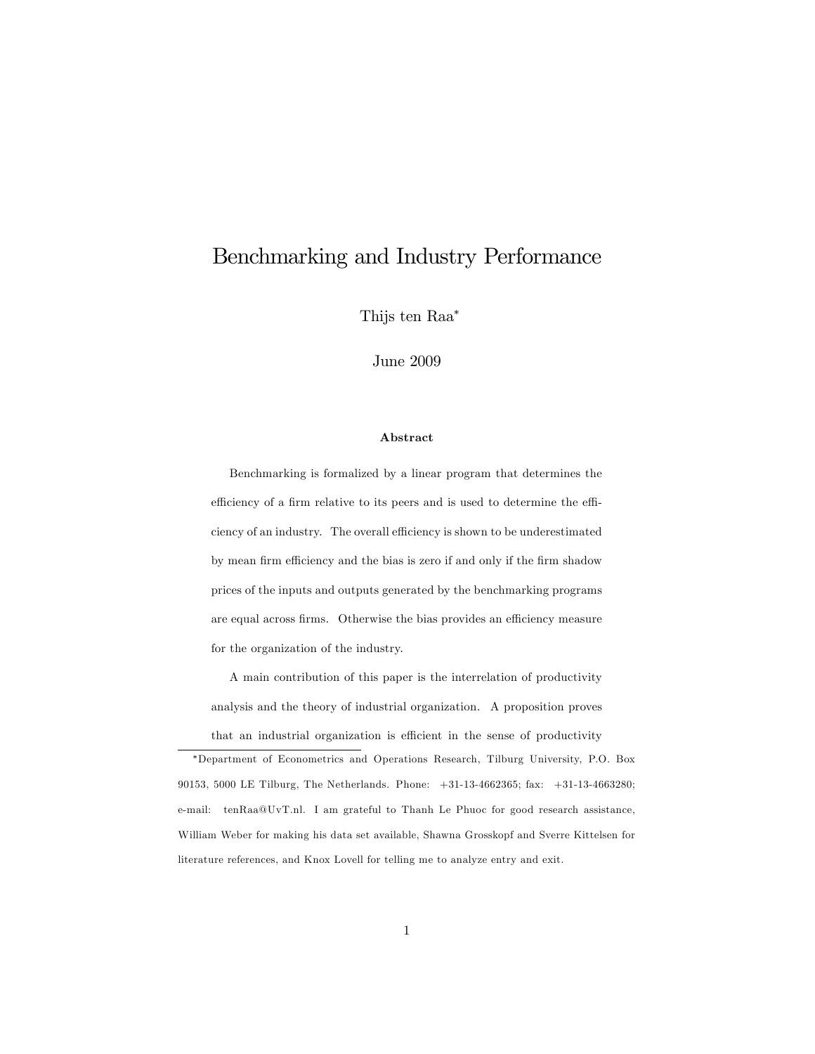# Benchmarking and Industry Performance

Thijs ten Raa*

June 2009

**Abstract**

Benchmarking is formalized by a linear program that determines the efficiency of a firm relative to its peers and is used to determine the efficiency of an industry. The overall efficiency is shown to be underestimated by mean firm efficiency and the bias is zero if and only if the firm shadow prices of the inputs and outputs generated by the benchmarking programs are equal across firms. Otherwise the bias provides an efficiency measure for the organization of the industry.

A main contribution of this paper is the interrelation of productivity analysis and the theory of industrial organization. A proposition proves that an industrial organization is efficient in the sense of productivity

---

*Department of Econometrics and Operations Research, Tilburg University, P.O. Box 90153, 5000 LE Tilburg, The Netherlands. Phone: +31-13-4662365; fax: +31-13-4663280; e-mail: tenRaa@UvT.nl. I am grateful to Thanh Le Phuoc for good research assistance, William Weber for making his data set available, Shawna Grosskopf and Sverre Kittelsen for literature references, and Knox Lovell for telling me to analyze entry and exit.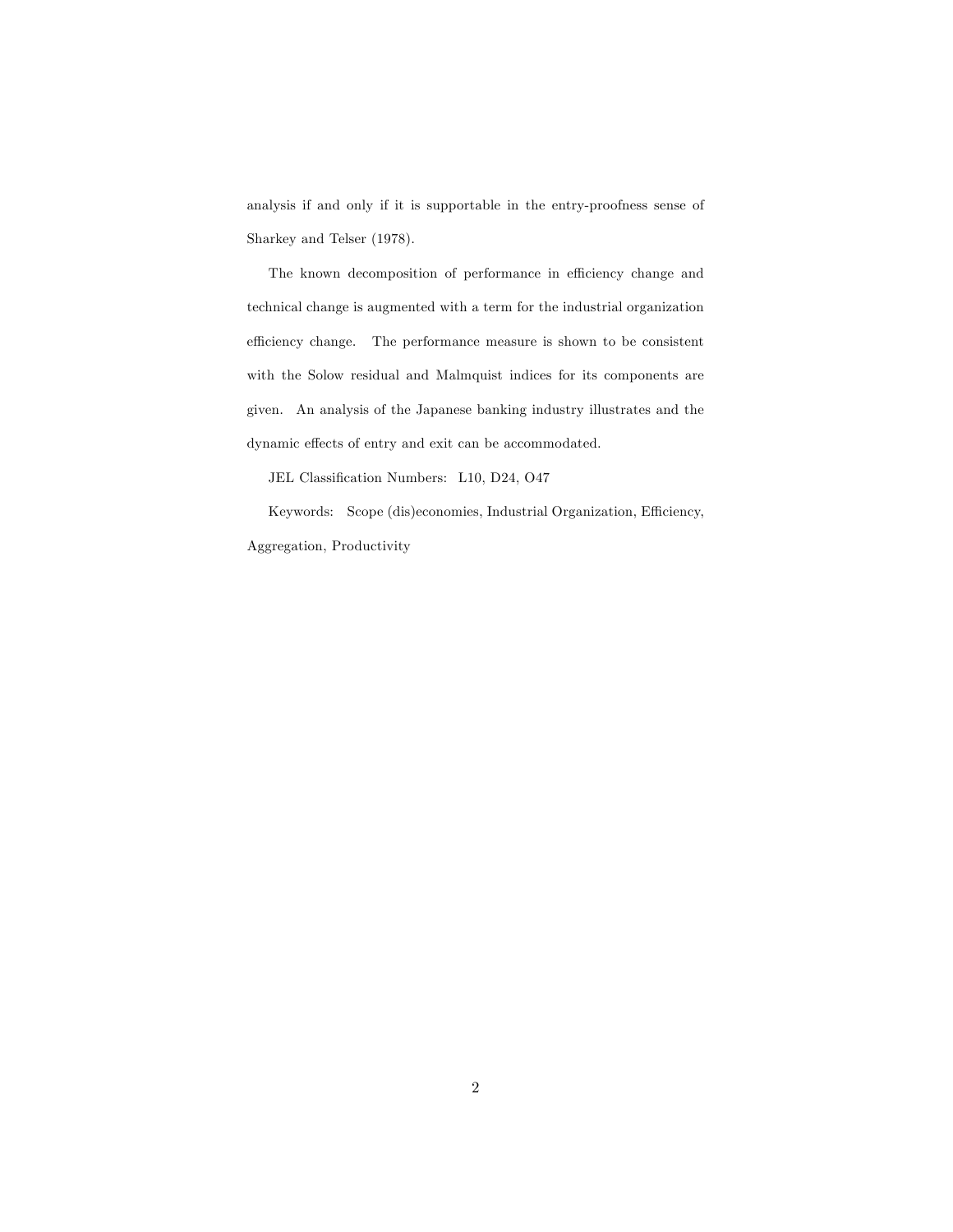analysis if and only if it is supportable in the entry-proofness sense of Sharkey and Telser (1978).

The known decomposition of performance in efficiency change and technical change is augmented with a term for the industrial organization efficiency change. The performance measure is shown to be consistent with the Solow residual and Malmquist indices for its components are given. An analysis of the Japanese banking industry illustrates and the dynamic effects of entry and exit can be accommodated.

JEL Classification Numbers: L10, D24, O47

Keywords: Scope (dis)economies, Industrial Organization, Efficiency, Aggregation, Productivity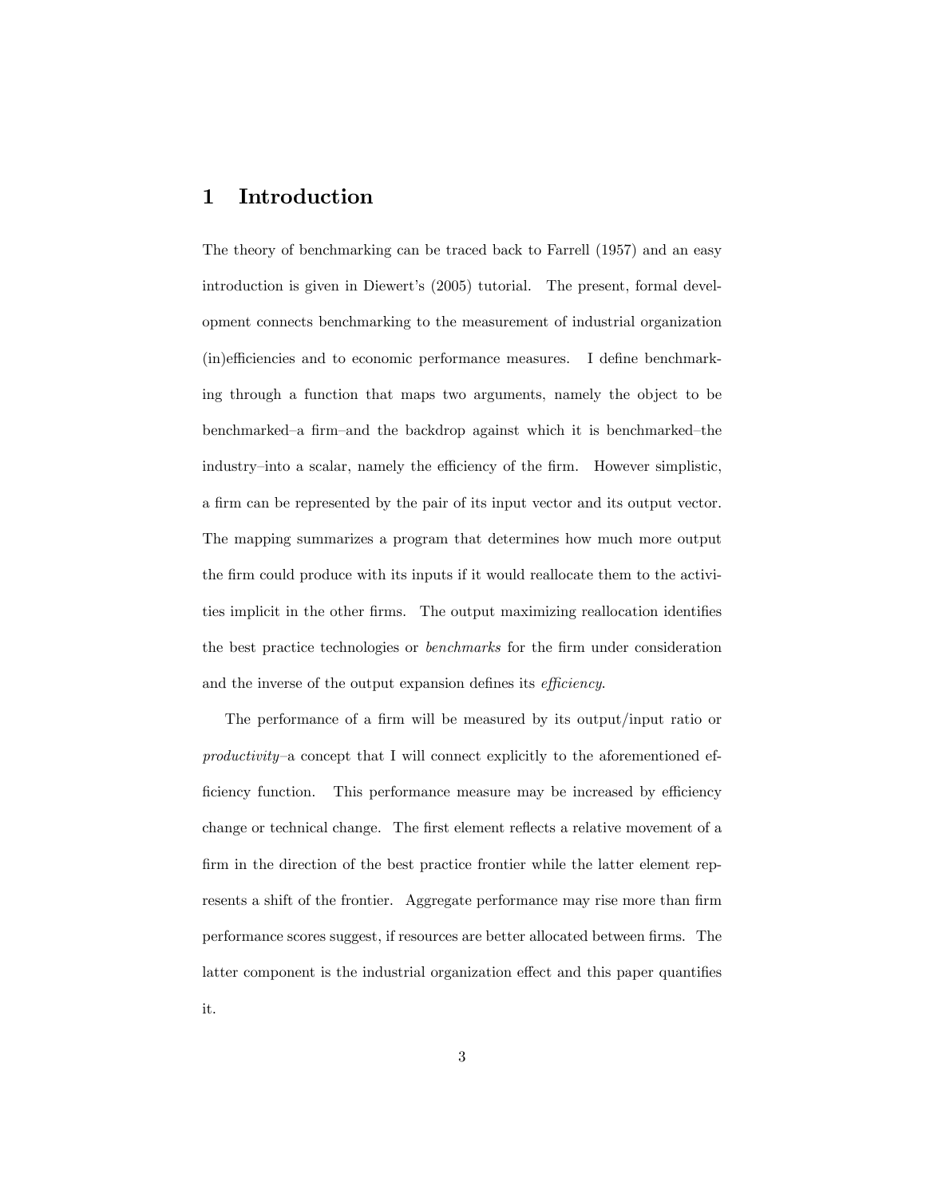# 1 Introduction

The theory of benchmarking can be traced back to Farrell (1957) and an easy introduction is given in Diewert's (2005) tutorial. The present, formal development connects benchmarking to the measurement of industrial organization (in)efficiencies and to economic performance measures. I define benchmarking through a function that maps two arguments, namely the object to be benchmarked–a firm–and the backdrop against which it is benchmarked–the industry–into a scalar, namely the efficiency of the firm. However simplistic, a firm can be represented by the pair of its input vector and its output vector. The mapping summarizes a program that determines how much more output the firm could produce with its inputs if it would reallocate them to the activities implicit in the other firms. The output maximizing reallocation identifies the best practice technologies or *benchmarks* for the firm under consideration and the inverse of the output expansion defines its *efficiency*.

The performance of a firm will be measured by its output/input ratio or *productivity*–a concept that I will connect explicitly to the aforementioned efficiency function. This performance measure may be increased by efficiency change or technical change. The first element reflects a relative movement of a firm in the direction of the best practice frontier while the latter element represents a shift of the frontier. Aggregate performance may rise more than firm performance scores suggest, if resources are better allocated between firms. The latter component is the industrial organization effect and this paper quantifies it.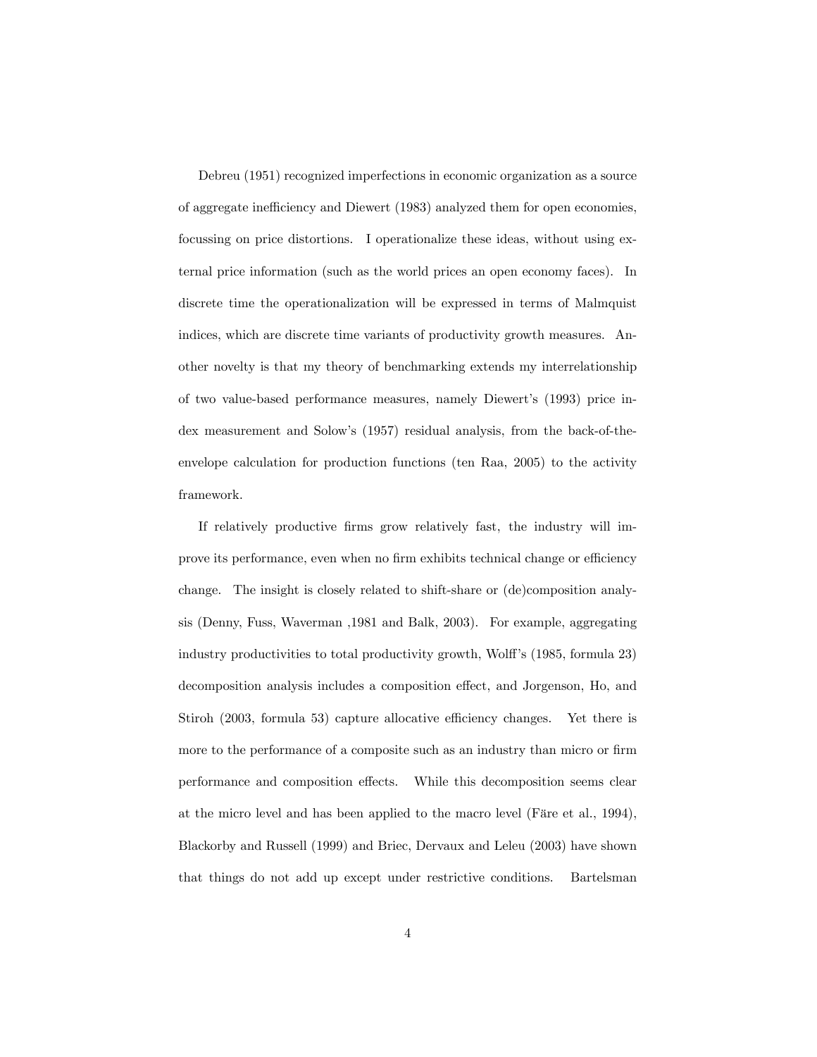Debreu (1951) recognized imperfections in economic organization as a source of aggregate inefficiency and Diewert (1983) analyzed them for open economies, focussing on price distortions. I operationalize these ideas, without using external price information (such as the world prices an open economy faces). In discrete time the operationalization will be expressed in terms of Malmquist indices, which are discrete time variants of productivity growth measures. Another novelty is that my theory of benchmarking extends my interrelationship of two value-based performance measures, namely Diewert's (1993) price index measurement and Solow's (1957) residual analysis, from the back-of-the-envelope calculation for production functions (ten Raa, 2005) to the activity framework.

If relatively productive firms grow relatively fast, the industry will improve its performance, even when no firm exhibits technical change or efficiency change. The insight is closely related to shift-share or (de)composition analysis (Denny, Fuss, Waverman ,1981 and Balk, 2003). For example, aggregating industry productivities to total productivity growth, Wolff's (1985, formula 23) decomposition analysis includes a composition effect, and Jorgenson, Ho, and Stiroh (2003, formula 53) capture allocative efficiency changes. Yet there is more to the performance of a composite such as an industry than micro or firm performance and composition effects. While this decomposition seems clear at the micro level and has been applied to the macro level (Färe et al., 1994), Blackorby and Russell (1999) and Briec, Dervaux and Leleu (2003) have shown that things do not add up except under restrictive conditions. Bartelsman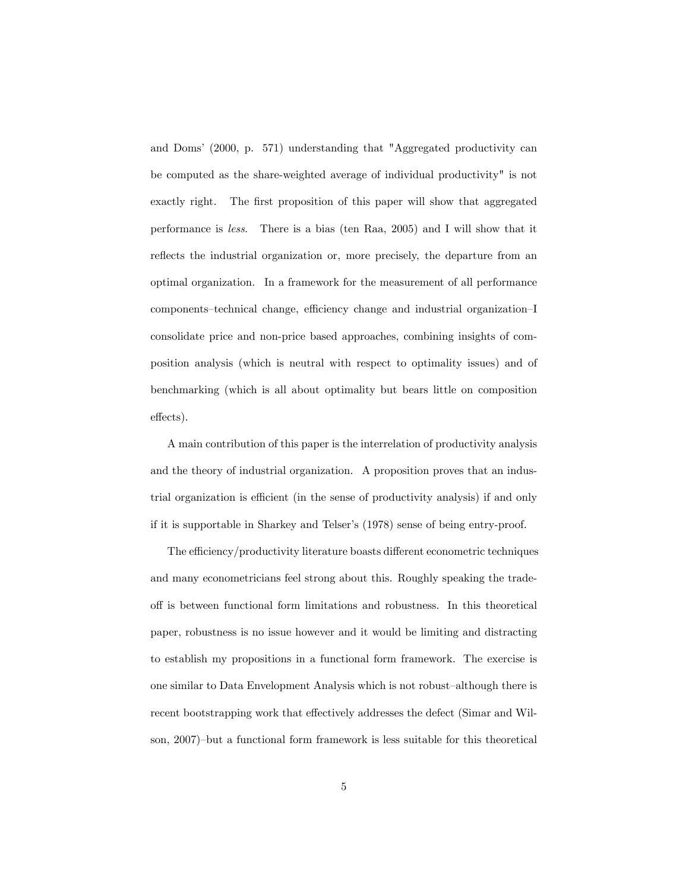and Doms' (2000, p. 571) understanding that "Aggregated productivity can be computed as the share-weighted average of individual productivity" is not exactly right. The first proposition of this paper will show that aggregated performance is *less*. There is a bias (ten Raa, 2005) and I will show that it reflects the industrial organization or, more precisely, the departure from an optimal organization. In a framework for the measurement of all performance components–technical change, efficiency change and industrial organization–I consolidate price and non-price based approaches, combining insights of composition analysis (which is neutral with respect to optimality issues) and of benchmarking (which is all about optimality but bears little on composition effects).

A main contribution of this paper is the interrelation of productivity analysis and the theory of industrial organization. A proposition proves that an industrial organization is efficient (in the sense of productivity analysis) if and only if it is supportable in Sharkey and Telser's (1978) sense of being entry-proof.

The efficiency/productivity literature boasts different econometric techniques and many econometricians feel strong about this. Roughly speaking the trade-off is between functional form limitations and robustness. In this theoretical paper, robustness is no issue however and it would be limiting and distracting to establish my propositions in a functional form framework. The exercise is one similar to Data Envelopment Analysis which is not robust–although there is recent bootstrapping work that effectively addresses the defect (Simar and Wilson, 2007)–but a functional form framework is less suitable for this theoretical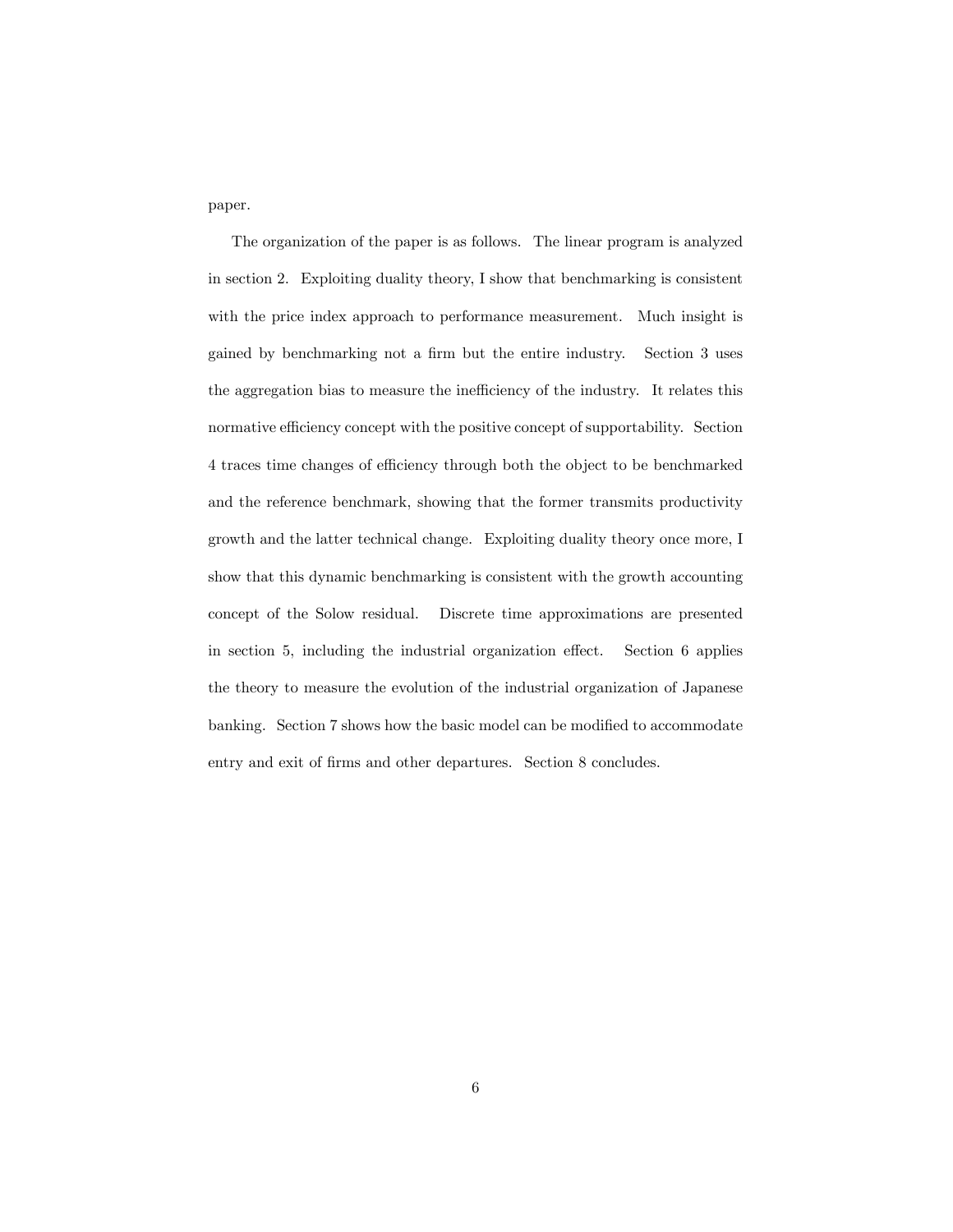paper.

The organization of the paper is as follows. The linear program is analyzed in section 2. Exploiting duality theory, I show that benchmarking is consistent with the price index approach to performance measurement. Much insight is gained by benchmarking not a firm but the entire industry. Section 3 uses the aggregation bias to measure the inefficiency of the industry. It relates this normative efficiency concept with the positive concept of supportability. Section 4 traces time changes of efficiency through both the object to be benchmarked and the reference benchmark, showing that the former transmits productivity growth and the latter technical change. Exploiting duality theory once more, I show that this dynamic benchmarking is consistent with the growth accounting concept of the Solow residual. Discrete time approximations are presented in section 5, including the industrial organization effect. Section 6 applies the theory to measure the evolution of the industrial organization of Japanese banking. Section 7 shows how the basic model can be modified to accommodate entry and exit of firms and other departures. Section 8 concludes.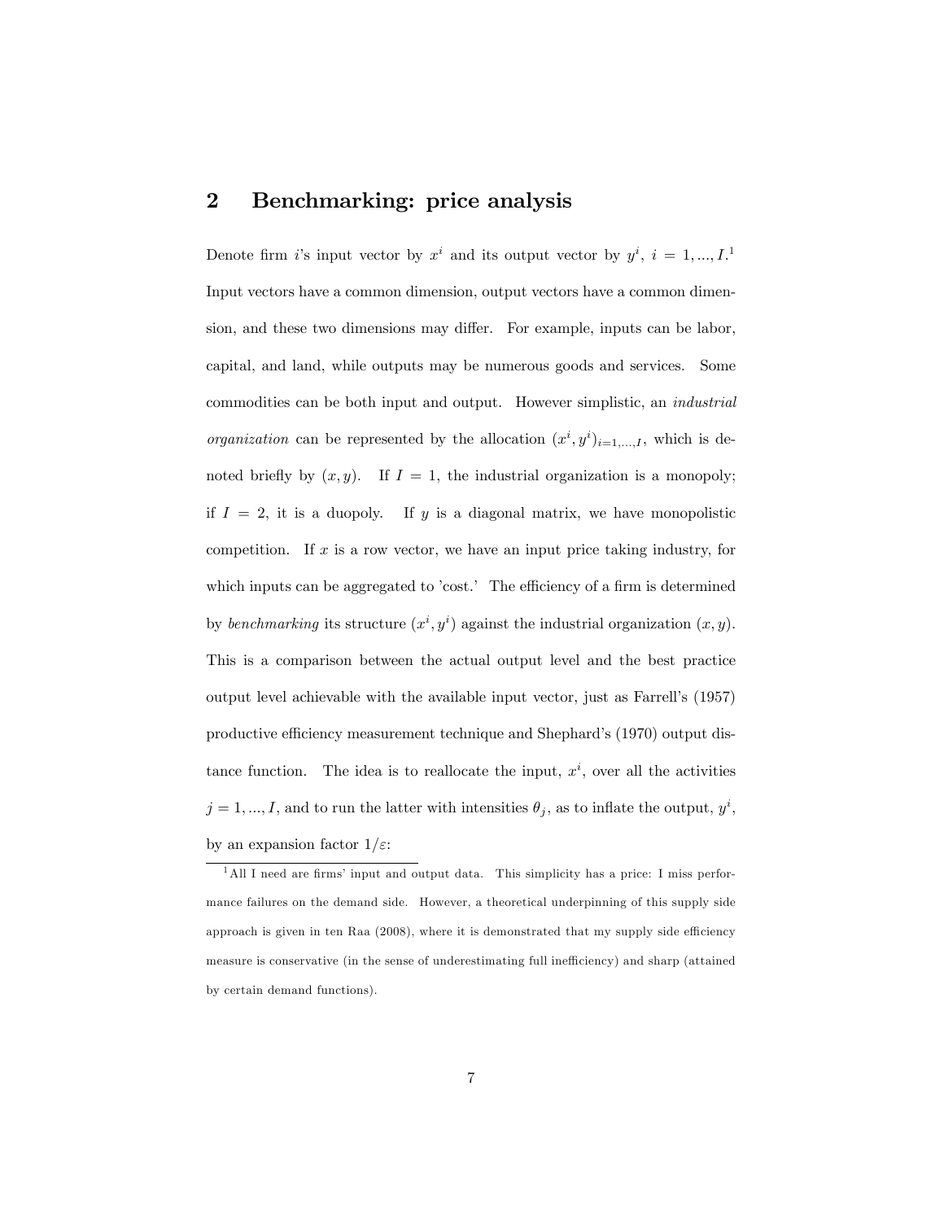## 2 Benchmarking: price analysis

Denote firm $i$'s input vector by $x^i$ and its output vector by $y^i$, $i = 1, ..., I$.[1] Input vectors have a common dimension, output vectors have a common dimension, and these two dimensions may differ. For example, inputs can be labor, capital, and land, while outputs may be numerous goods and services. Some commodities can be both input and output. However simplistic, an *industrial organization* can be represented by the allocation $(x^i, y^i)_{i=1,...,I}$, which is denoted briefly by $(x, y)$. If $I = 1$, the industrial organization is a monopoly; if $I = 2$, it is a duopoly. If $y$ is a diagonal matrix, we have monopolistic competition. If $x$ is a row vector, we have an input price taking industry, for which inputs can be aggregated to 'cost.' The efficiency of a firm is determined by *benchmarking* its structure $(x^i, y^i)$ against the industrial organization $(x, y)$. This is a comparison between the actual output level and the best practice output level achievable with the available input vector, just as Farrell's (1957) productive efficiency measurement technique and Shephard's (1970) output distance function. The idea is to reallocate the input, $x^i$, over all the activities $j = 1, ..., I$, and to run the latter with intensities $\theta_j$, as to inflate the output, $y^i$, by an expansion factor $1/\varepsilon$:

[1] All I need are firms' input and output data. This simplicity has a price: I miss performance failures on the demand side. However, a theoretical underpinning of this supply side approach is given in ten Raa (2008), where it is demonstrated that my supply side efficiency measure is conservative (in the sense of underestimating full inefficiency) and sharp (attained by certain demand functions).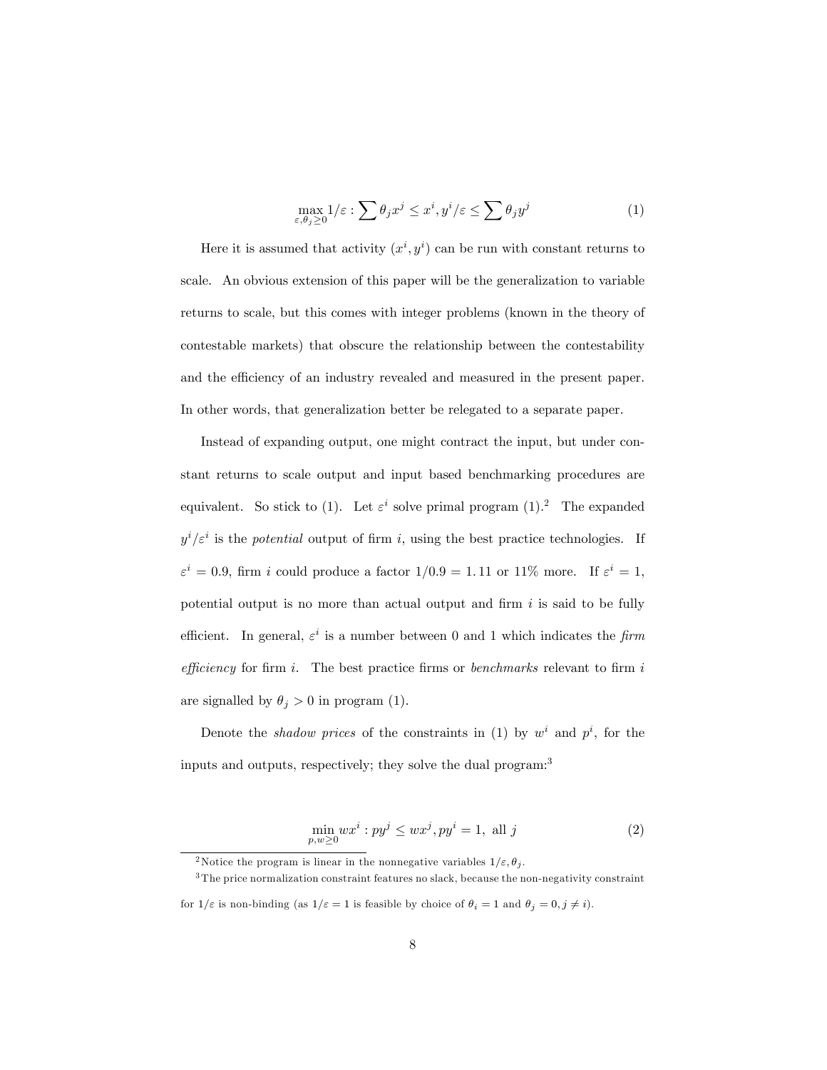$$\max_{\varepsilon,\theta_j \geq 0} 1/\varepsilon : \sum \theta_j x^j \leq x^i, y^i/\varepsilon \leq \sum \theta_j y^j \tag{1}$$

Here it is assumed that activity $(x^i, y^i)$ can be run with constant returns to scale. An obvious extension of this paper will be the generalization to variable returns to scale, but this comes with integer problems (known in the theory of contestable markets) that obscure the relationship between the contestability and the efficiency of an industry revealed and measured in the present paper. In other words, that generalization better be relegated to a separate paper.

Instead of expanding output, one might contract the input, but under constant returns to scale output and input based benchmarking procedures are equivalent. So stick to (1). Let $\varepsilon^i$ solve primal program (1).[2] The expanded $y^i/\varepsilon^i$ is the *potential* output of firm $i$, using the best practice technologies. If $\varepsilon^i = 0.9$, firm $i$ could produce a factor $1/0.9 = 1.11$ or 11% more. If $\varepsilon^i = 1$, potential output is no more than actual output and firm $i$ is said to be fully efficient. In general, $\varepsilon^i$ is a number between 0 and 1 which indicates the *firm efficiency* for firm $i$. The best practice firms or *benchmarks* relevant to firm $i$ are signalled by $\theta_j > 0$ in program (1).

Denote the *shadow prices* of the constraints in (1) by $w^i$ and $p^i$, for the inputs and outputs, respectively; they solve the dual program:[3]

$$\min_{p,w \geq 0} wx^i : py^j \leq wx^j, py^i = 1, \text{ all } j \tag{2}$$

[2] Notice the program is linear in the nonnegative variables $1/\varepsilon, \theta_j$.

[3] The price normalization constraint features no slack, because the non-negativity constraint for $1/\varepsilon$ is non-binding (as $1/\varepsilon = 1$ is feasible by choice of $\theta_i = 1$ and $\theta_j = 0, j \neq i$).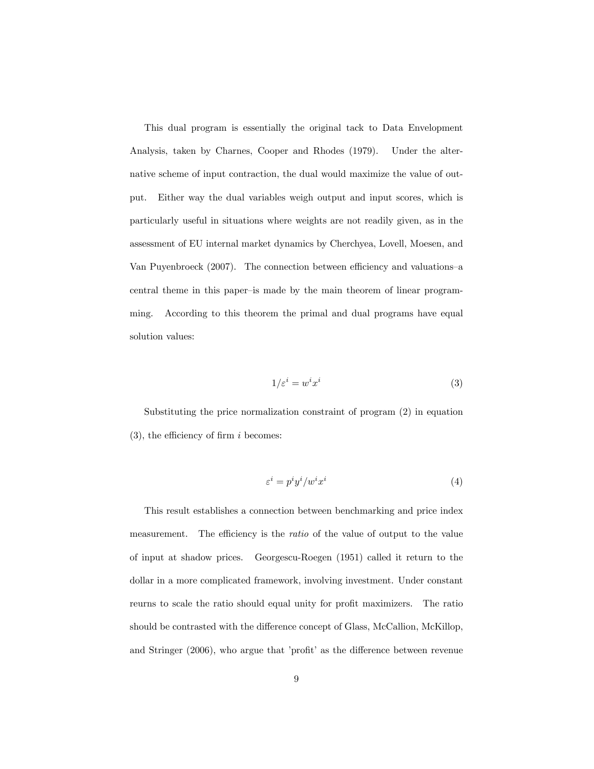This dual program is essentially the original tack to Data Envelopment Analysis, taken by Charnes, Cooper and Rhodes (1979). Under the alternative scheme of input contraction, the dual would maximize the value of output. Either way the dual variables weigh output and input scores, which is particularly useful in situations where weights are not readily given, as in the assessment of EU internal market dynamics by Cherchyea, Lovell, Moesen, and Van Puyenbroeck (2007). The connection between efficiency and valuations–a central theme in this paper–is made by the main theorem of linear programming. According to this theorem the primal and dual programs have equal solution values:

$$1/\varepsilon^i = w^i x^i \tag{3}$$

Substituting the price normalization constraint of program (2) in equation (3), the efficiency of firm $i$ becomes:

$$\varepsilon^i = p^i y^i / w^i x^i \tag{4}$$

This result establishes a connection between benchmarking and price index measurement. The efficiency is the *ratio* of the value of output to the value of input at shadow prices. Georgescu-Roegen (1951) called it return to the dollar in a more complicated framework, involving investment. Under constant reurns to scale the ratio should equal unity for profit maximizers. The ratio should be contrasted with the difference concept of Glass, McCallion, McKillop, and Stringer (2006), who argue that 'profit' as the difference between revenue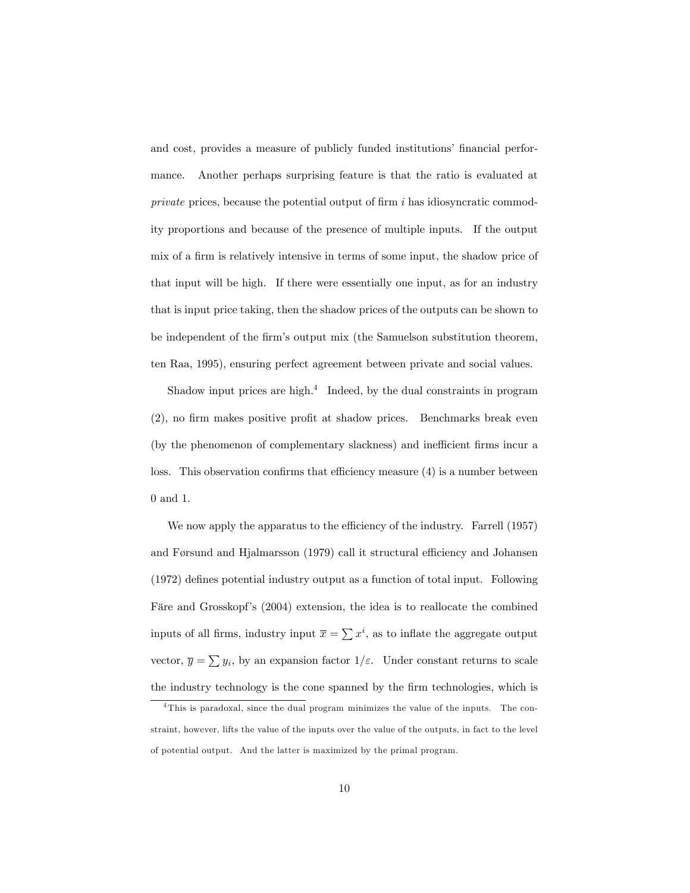and cost, provides a measure of publicly funded institutions' financial performance. Another perhaps surprising feature is that the ratio is evaluated at *private* prices, because the potential output of firm $i$ has idiosyncratic commodity proportions and because of the presence of multiple inputs. If the output mix of a firm is relatively intensive in terms of some input, the shadow price of that input will be high. If there were essentially one input, as for an industry that is input price taking, then the shadow prices of the outputs can be shown to be independent of the firm's output mix (the Samuelson substitution theorem, ten Raa, 1995), ensuring perfect agreement between private and social values.

Shadow input prices are high.[4] Indeed, by the dual constraints in program (2), no firm makes positive profit at shadow prices. Benchmarks break even (by the phenomenon of complementary slackness) and inefficient firms incur a loss. This observation confirms that efficiency measure (4) is a number between 0 and 1.

We now apply the apparatus to the efficiency of the industry. Farrell (1957) and Førsund and Hjalmarsson (1979) call it structural efficiency and Johansen (1972) defines potential industry output as a function of total input. Following Färe and Grosskopf's (2004) extension, the idea is to reallocate the combined inputs of all firms, industry input $\overline{x} = \sum x^i$, as to inflate the aggregate output vector, $\overline{y} = \sum y_i$, by an expansion factor $1/\varepsilon$. Under constant returns to scale the industry technology is the cone spanned by the firm technologies, which is

[4] This is paradoxal, since the dual program minimizes the value of the inputs. The constraint, however, lifts the value of the inputs over the value of the outputs, in fact to the level of potential output. And the latter is maximized by the primal program.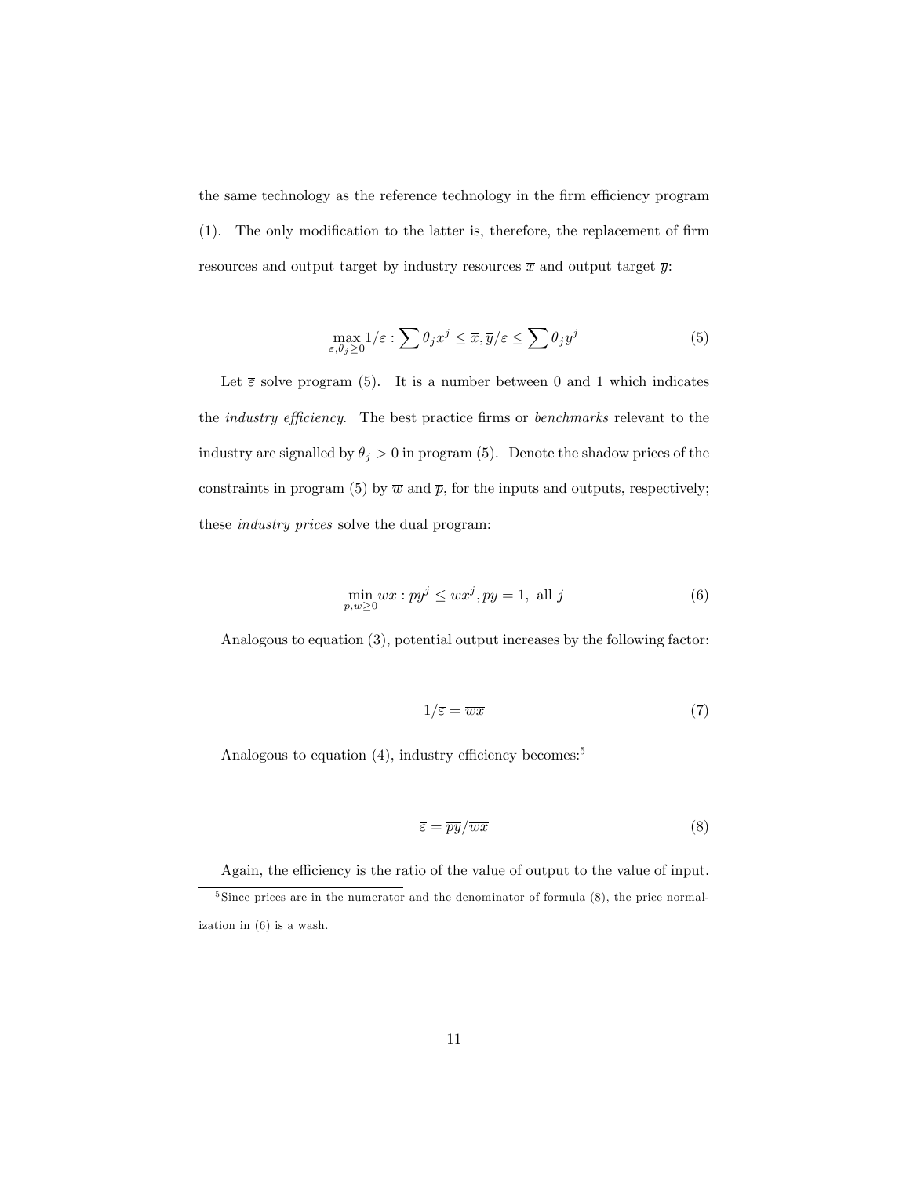the same technology as the reference technology in the firm efficiency program (1). The only modification to the latter is, therefore, the replacement of firm resources and output target by industry resources $\overline{x}$ and output target $\overline{y}$:

$$\max_{\varepsilon,\theta_j\geq 0} 1/\varepsilon : \sum \theta_j x^j \leq \overline{x}, \overline{y}/\varepsilon \leq \sum \theta_j y^j \tag{5}$$

Let $\overline{\varepsilon}$ solve program (5). It is a number between 0 and 1 which indicates the *industry efficiency*. The best practice firms or *benchmarks* relevant to the industry are signalled by $\theta_j > 0$ in program (5). Denote the shadow prices of the constraints in program (5) by $\overline{w}$ and $\overline{p}$, for the inputs and outputs, respectively; these *industry prices* solve the dual program:

$$\min_{p,w\geq 0} w\overline{x} : py^j \leq wx^j, p\overline{y} = 1, \text{ all } j \tag{6}$$

Analogous to equation (3), potential output increases by the following factor:

$$1/\overline{\varepsilon} = \overline{wx} \tag{7}$$

Analogous to equation (4), industry efficiency becomes:[5]

$$\overline{\varepsilon} = \overline{py}/\overline{wx} \tag{8}$$

Again, the efficiency is the ratio of the value of output to the value of input.

[5] Since prices are in the numerator and the denominator of formula (8), the price normalization in (6) is a wash.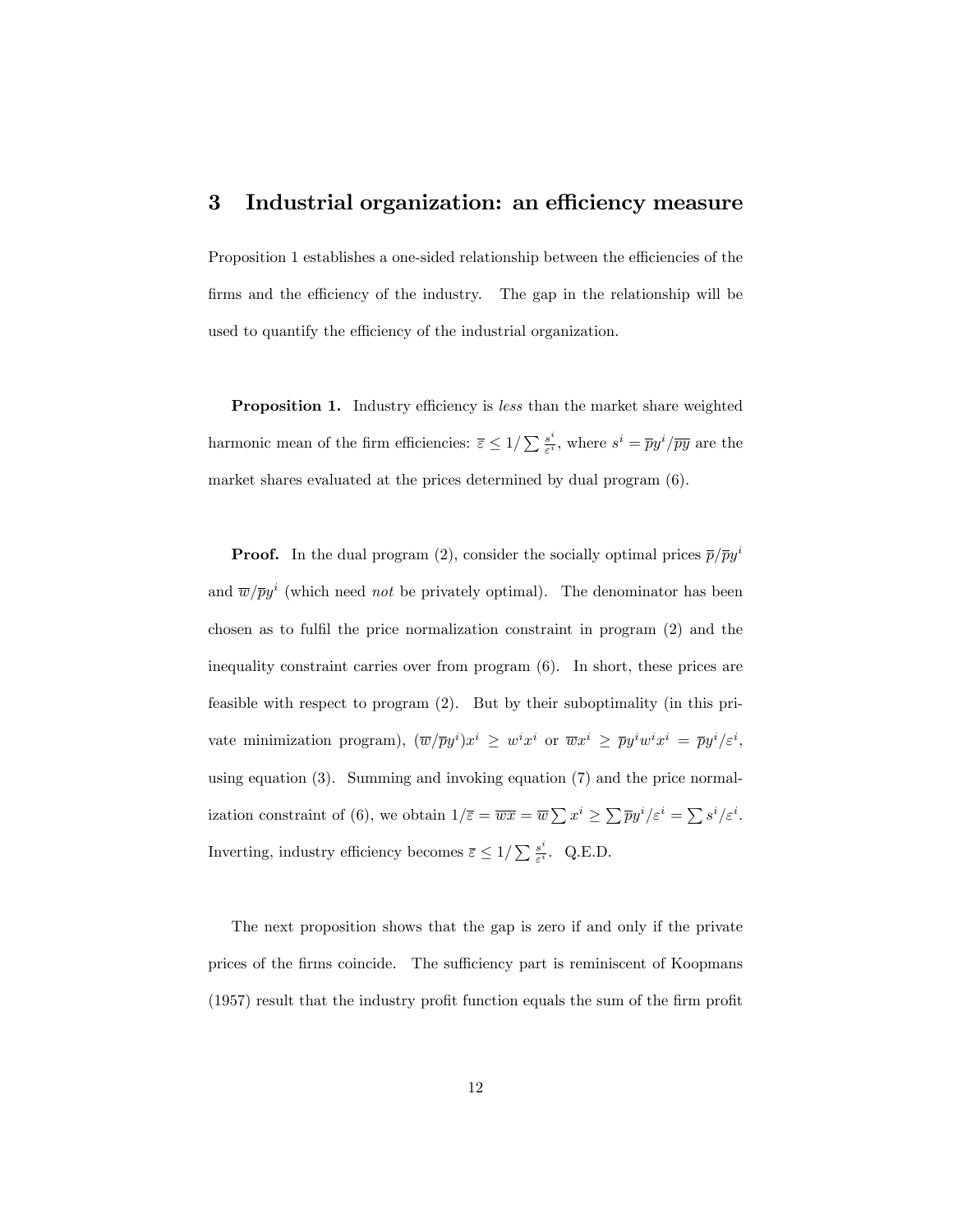## 3 Industrial organization: an efficiency measure

Proposition 1 establishes a one-sided relationship between the efficiencies of the firms and the efficiency of the industry. The gap in the relationship will be used to quantify the efficiency of the industrial organization.

**Proposition 1.** Industry efficiency is *less* than the market share weighted harmonic mean of the firm efficiencies: $\overline{\varepsilon} \leq 1/\sum \frac{s^i}{\varepsilon^i}$, where $s^i = \overline{p}y^i/\overline{py}$ are the market shares evaluated at the prices determined by dual program (6).

**Proof.** In the dual program (2), consider the socially optimal prices $\overline{p}/\overline{p}y^i$ and $\overline{w}/\overline{p}y^i$ (which need *not* be privately optimal). The denominator has been chosen as to fulfil the price normalization constraint in program (2) and the inequality constraint carries over from program (6). In short, these prices are feasible with respect to program (2). But by their suboptimality (in this private minimization program), $(\overline{w}/\overline{p}y^i)x^i \geq w^i x^i$ or $\overline{w}x^i \geq \overline{p}y^i w^i x^i = \overline{p}y^i/\varepsilon^i$, using equation (3). Summing and invoking equation (7) and the price normalization constraint of (6), we obtain $1/\overline{\varepsilon} = \overline{wx} = \overline{w}\sum x^i \geq \sum \overline{p}y^i/\varepsilon^i = \sum s^i/\varepsilon^i$. Inverting, industry efficiency becomes $\overline{\varepsilon} \leq 1/\sum \frac{s^i}{\varepsilon^i}$. Q.E.D.

The next proposition shows that the gap is zero if and only if the private prices of the firms coincide. The sufficiency part is reminiscent of Koopmans (1957) result that the industry profit function equals the sum of the firm profit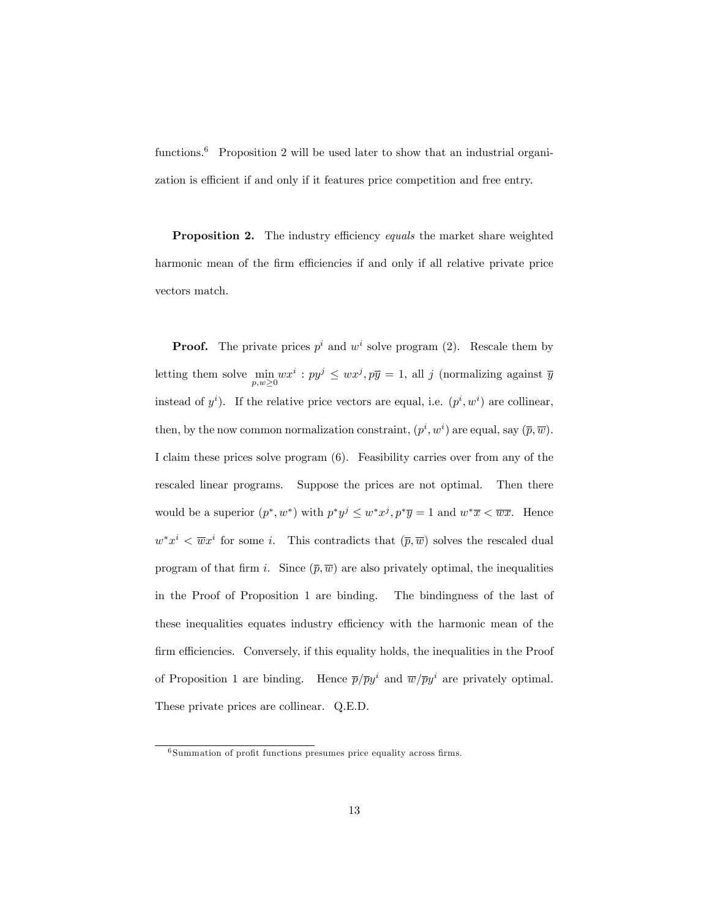functions.[6] Proposition 2 will be used later to show that an industrial organization is efficient if and only if it features price competition and free entry.

**Proposition 2.** The industry efficiency *equals* the market share weighted harmonic mean of the firm efficiencies if and only if all relative private price vectors match.

**Proof.** The private prices $p^i$ and $w^i$ solve program (2). Rescale them by letting them solve $\min_{p,w \geq 0} wx^i : py^j \leq wx^j, p\overline{y} = 1$, all $j$ (normalizing against $\overline{y}$ instead of $y^i$). If the relative price vectors are equal, i.e. $(p^i, w^i)$ are collinear, then, by the now common normalization constraint, $(p^i, w^i)$ are equal, say $(\overline{p}, \overline{w})$. I claim these prices solve program (6). Feasibility carries over from any of the rescaled linear programs. Suppose the prices are not optimal. Then there would be a superior $(p^*, w^*)$ with $p^*y^j \leq w^*x^j, p^*\overline{y} = 1$ and $w^*\overline{x} < \overline{wx}$. Hence $w^*x^i < \overline{w}x^i$ for some $i$. This contradicts that $(\overline{p}, \overline{w})$ solves the rescaled dual program of that firm $i$. Since $(\overline{p}, \overline{w})$ are also privately optimal, the inequalities in the Proof of Proposition 1 are binding. The bindingness of the last of these inequalities equates industry efficiency with the harmonic mean of the firm efficiencies. Conversely, if this equality holds, the inequalities in the Proof of Proposition 1 are binding. Hence $\overline{p}/\overline{p}y^i$ and $\overline{w}/\overline{p}y^i$ are privately optimal. These private prices are collinear. Q.E.D.

[6] Summation of profit functions presumes price equality across firms.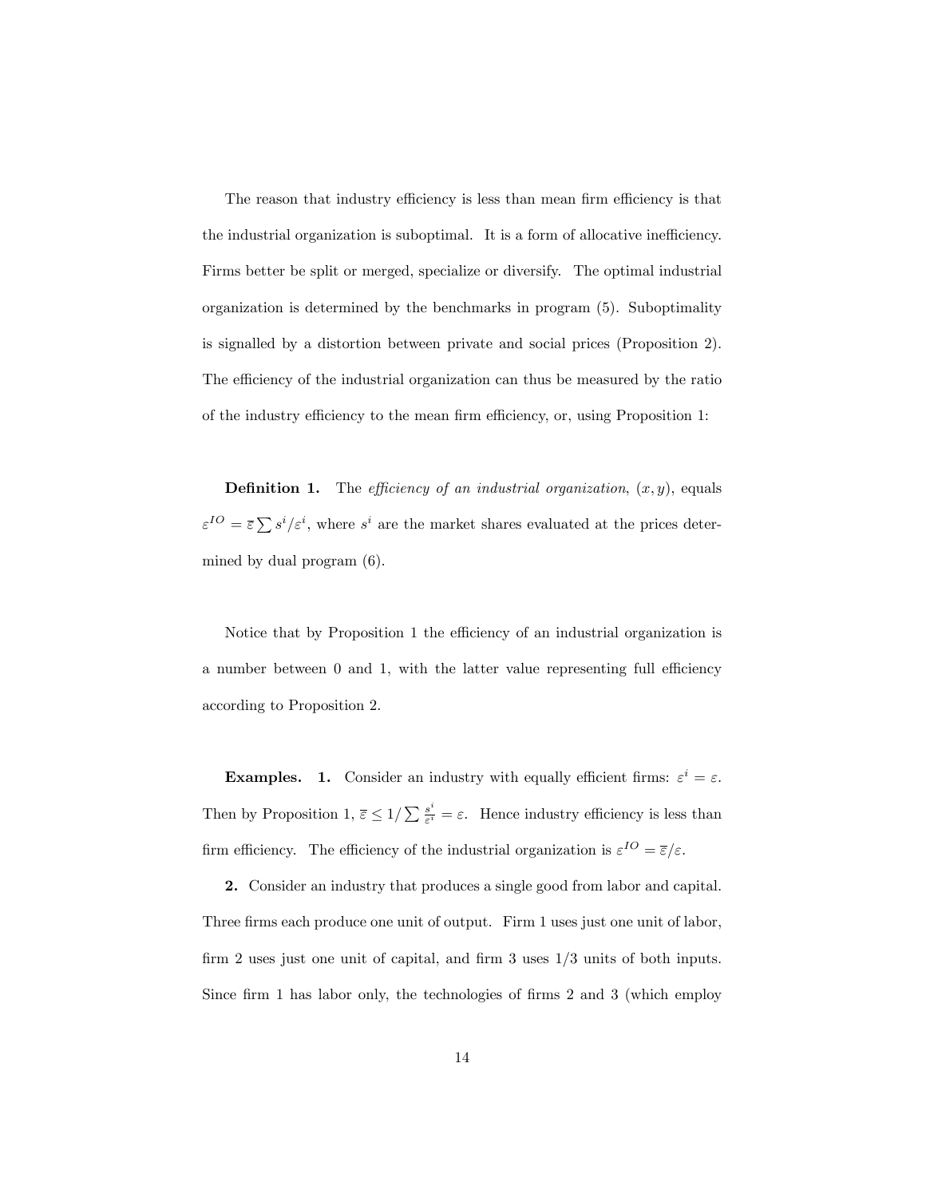The reason that industry efficiency is less than mean firm efficiency is that the industrial organization is suboptimal. It is a form of allocative inefficiency. Firms better be split or merged, specialize or diversify. The optimal industrial organization is determined by the benchmarks in program (5). Suboptimality is signalled by a distortion between private and social prices (Proposition 2). The efficiency of the industrial organization can thus be measured by the ratio of the industry efficiency to the mean firm efficiency, or, using Proposition 1:

**Definition 1.** The *efficiency of an industrial organization*, $(x, y)$, equals $\varepsilon^{IO} = \overline{\varepsilon} \sum s^i/\varepsilon^i$, where $s^i$ are the market shares evaluated at the prices determined by dual program (6).

Notice that by Proposition 1 the efficiency of an industrial organization is a number between 0 and 1, with the latter value representing full efficiency according to Proposition 2.

**Examples. 1.** Consider an industry with equally efficient firms: $\varepsilon^i = \varepsilon$. Then by Proposition 1, $\overline{\varepsilon} \leq 1/\sum \frac{s^i}{\varepsilon^i} = \varepsilon$. Hence industry efficiency is less than firm efficiency. The efficiency of the industrial organization is $\varepsilon^{IO} = \overline{\varepsilon}/\varepsilon$.

**2.** Consider an industry that produces a single good from labor and capital. Three firms each produce one unit of output. Firm 1 uses just one unit of labor, firm 2 uses just one unit of capital, and firm 3 uses 1/3 units of both inputs. Since firm 1 has labor only, the technologies of firms 2 and 3 (which employ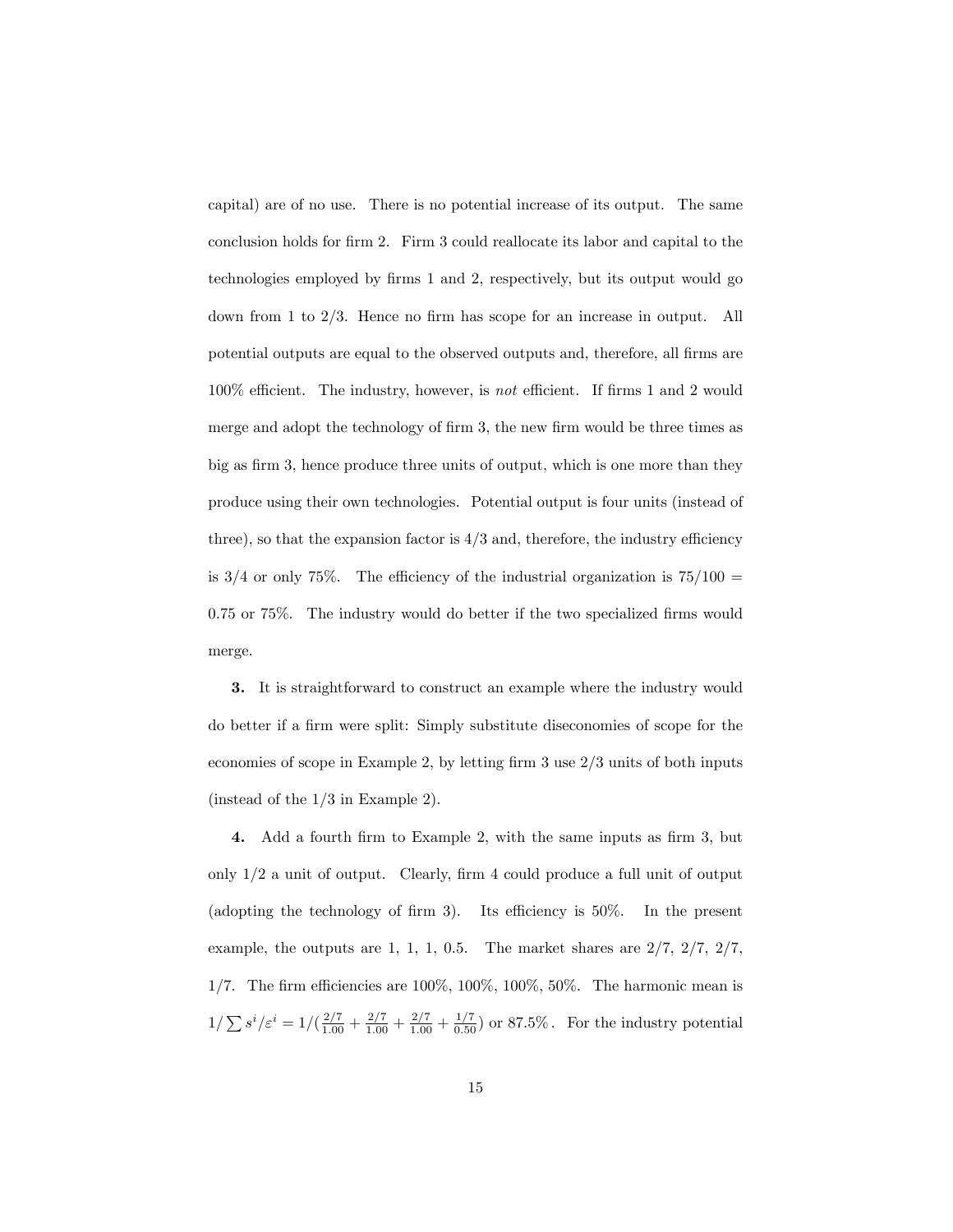capital) are of no use. There is no potential increase of its output. The same conclusion holds for firm 2. Firm 3 could reallocate its labor and capital to the technologies employed by firms 1 and 2, respectively, but its output would go down from 1 to 2/3. Hence no firm has scope for an increase in output. All potential outputs are equal to the observed outputs and, therefore, all firms are 100% efficient. The industry, however, is *not* efficient. If firms 1 and 2 would merge and adopt the technology of firm 3, the new firm would be three times as big as firm 3, hence produce three units of output, which is one more than they produce using their own technologies. Potential output is four units (instead of three), so that the expansion factor is 4/3 and, therefore, the industry efficiency is 3/4 or only 75%. The efficiency of the industrial organization is 75/100 = 0.75 or 75%. The industry would do better if the two specialized firms would merge.

**3.** It is straightforward to construct an example where the industry would do better if a firm were split: Simply substitute diseconomies of scope for the economies of scope in Example 2, by letting firm 3 use 2/3 units of both inputs (instead of the 1/3 in Example 2).

**4.** Add a fourth firm to Example 2, with the same inputs as firm 3, but only 1/2 a unit of output. Clearly, firm 4 could produce a full unit of output (adopting the technology of firm 3). Its efficiency is 50%. In the present example, the outputs are 1, 1, 1, 0.5. The market shares are 2/7, 2/7, 2/7, 1/7. The firm efficiencies are 100%, 100%, 100%, 50%. The harmonic mean is $1/\sum s^i/\varepsilon^i = 1/(\frac{2/7}{1.00} + \frac{2/7}{1.00} + \frac{2/7}{1.00} + \frac{1/7}{0.50})$ or 87.5%. For the industry potential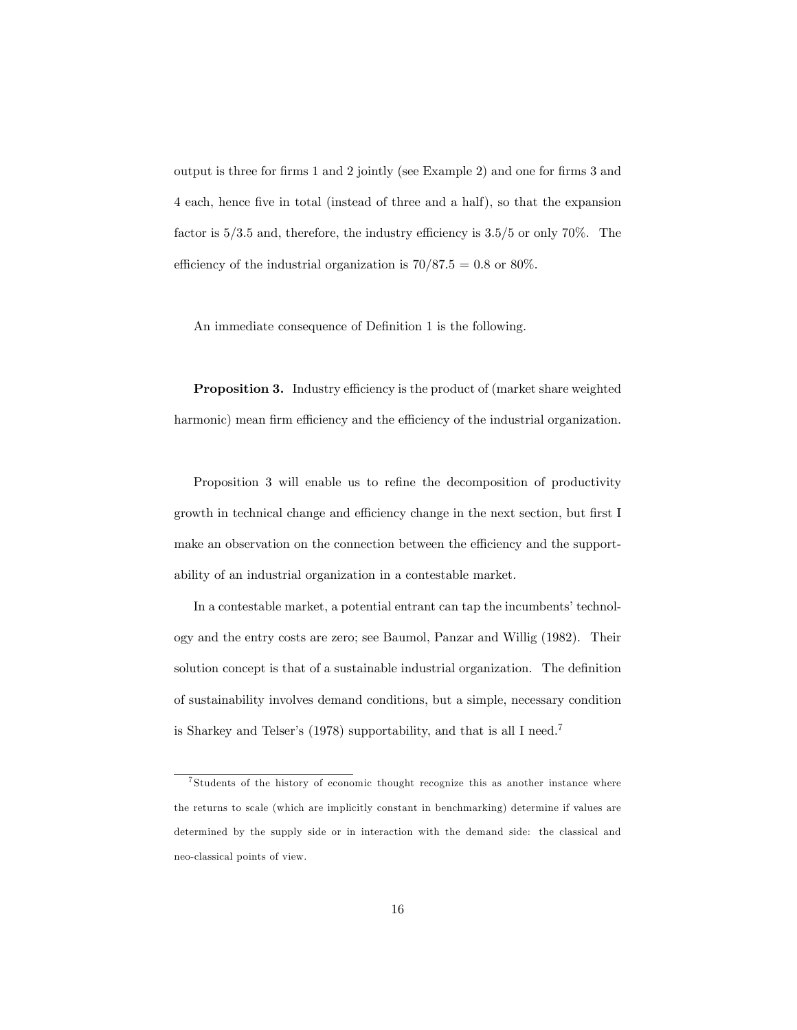output is three for firms 1 and 2 jointly (see Example 2) and one for firms 3 and 4 each, hence five in total (instead of three and a half), so that the expansion factor is $5/3.5$ and, therefore, the industry efficiency is $3.5/5$ or only 70%. The efficiency of the industrial organization is $70/87.5 = 0.8$ or 80%.

An immediate consequence of Definition 1 is the following.

**Proposition 3.** Industry efficiency is the product of (market share weighted harmonic) mean firm efficiency and the efficiency of the industrial organization.

Proposition 3 will enable us to refine the decomposition of productivity growth in technical change and efficiency change in the next section, but first I make an observation on the connection between the efficiency and the supportability of an industrial organization in a contestable market.

In a contestable market, a potential entrant can tap the incumbents' technology and the entry costs are zero; see Baumol, Panzar and Willig (1982). Their solution concept is that of a sustainable industrial organization. The definition of sustainability involves demand conditions, but a simple, necessary condition is Sharkey and Telser's (1978) supportability, and that is all I need.[7]

[7] Students of the history of economic thought recognize this as another instance where the returns to scale (which are implicitly constant in benchmarking) determine if values are determined by the supply side or in interaction with the demand side: the classical and neo-classical points of view.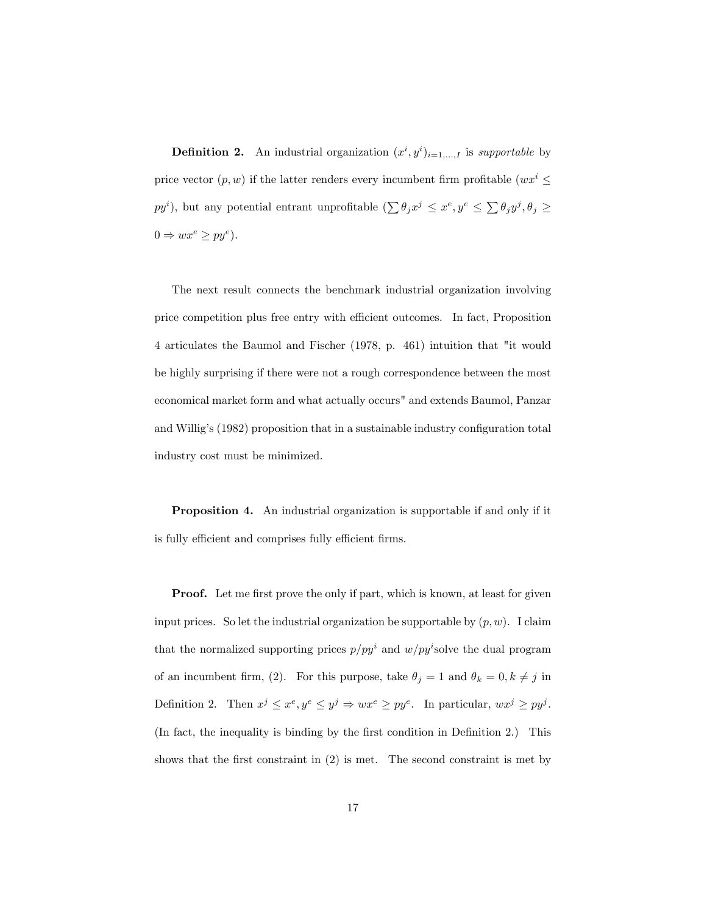**Definition 2.** An industrial organization $(x^i, y^i)_{i=1,...,I}$ is *supportable* by price vector $(p, w)$ if the latter renders every incumbent firm profitable ($wx^i \leq py^i$), but any potential entrant unprofitable ($\sum \theta_j x^j \leq x^e, y^e \leq \sum \theta_j y^j, \theta_j \geq 0 \Rightarrow wx^e \geq py^e$).

The next result connects the benchmark industrial organization involving price competition plus free entry with efficient outcomes. In fact, Proposition 4 articulates the Baumol and Fischer (1978, p. 461) intuition that "it would be highly surprising if there were not a rough correspondence between the most economical market form and what actually occurs" and extends Baumol, Panzar and Willig's (1982) proposition that in a sustainable industry configuration total industry cost must be minimized.

**Proposition 4.** An industrial organization is supportable if and only if it is fully efficient and comprises fully efficient firms.

**Proof.** Let me first prove the only if part, which is known, at least for given input prices. So let the industrial organization be supportable by $(p, w)$. I claim that the normalized supporting prices $p/py^i$ and $w/py^i$ solve the dual program of an incumbent firm, (2). For this purpose, take $\theta_j = 1$ and $\theta_k = 0, k \neq j$ in Definition 2. Then $x^j \leq x^e, y^e \leq y^j \Rightarrow wx^e \geq py^e$. In particular, $wx^j \geq py^j$. (In fact, the inequality is binding by the first condition in Definition 2.) This shows that the first constraint in (2) is met. The second constraint is met by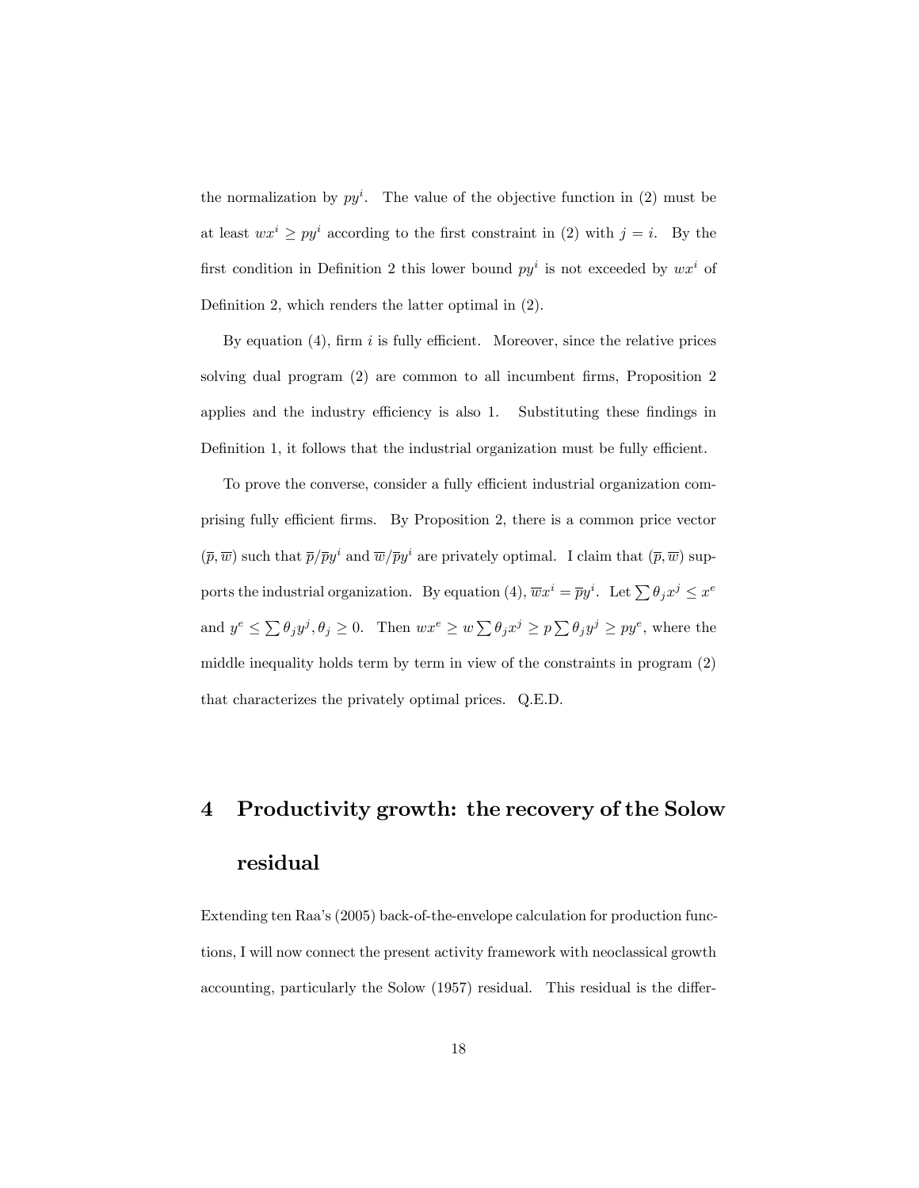the normalization by $py^i$. The value of the objective function in (2) must be at least $wx^i \geq py^i$ according to the first constraint in (2) with $j = i$. By the first condition in Definition 2 this lower bound $py^i$ is not exceeded by $wx^i$ of Definition 2, which renders the latter optimal in (2).

By equation (4), firm $i$ is fully efficient. Moreover, since the relative prices solving dual program (2) are common to all incumbent firms, Proposition 2 applies and the industry efficiency is also 1. Substituting these findings in Definition 1, it follows that the industrial organization must be fully efficient.

To prove the converse, consider a fully efficient industrial organization comprising fully efficient firms. By Proposition 2, there is a common price vector $(\overline{p}, \overline{w})$ such that $\overline{p}/\overline{p}y^i$ and $\overline{w}/\overline{p}y^i$ are privately optimal. I claim that $(\overline{p}, \overline{w})$ supports the industrial organization. By equation (4), $\overline{w}x^i = \overline{p}y^i$. Let $\sum \theta_j x^j \leq x^e$ and $y^e \leq \sum \theta_j y^j, \theta_j \geq 0$. Then $wx^e \geq w \sum \theta_j x^j \geq p \sum \theta_j y^j \geq py^e$, where the middle inequality holds term by term in view of the constraints in program (2) that characterizes the privately optimal prices. Q.E.D.

# 4 Productivity growth: the recovery of the Solow residual

Extending ten Raa's (2005) back-of-the-envelope calculation for production functions, I will now connect the present activity framework with neoclassical growth accounting, particularly the Solow (1957) residual. This residual is the differ-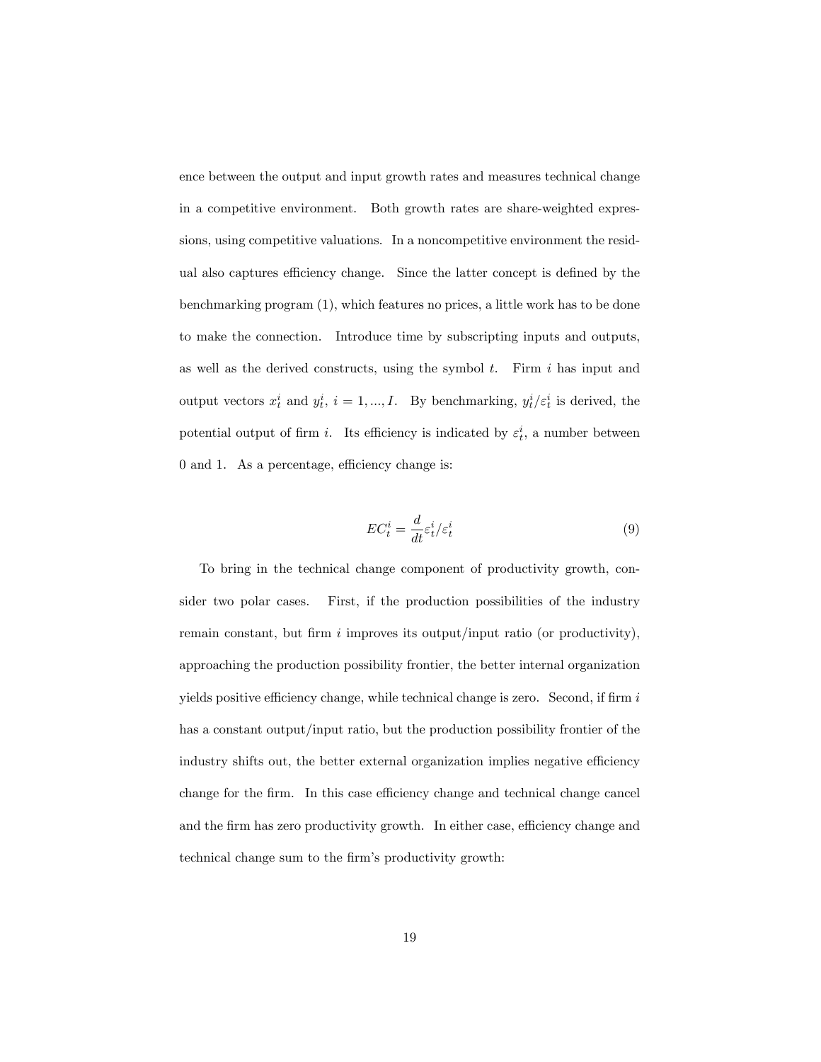ence between the output and input growth rates and measures technical change in a competitive environment. Both growth rates are share-weighted expressions, using competitive valuations. In a noncompetitive environment the residual also captures efficiency change. Since the latter concept is defined by the benchmarking program (1), which features no prices, a little work has to be done to make the connection. Introduce time by subscripting inputs and outputs, as well as the derived constructs, using the symbol $t$. Firm $i$ has input and output vectors $x_t^i$ and $y_t^i$, $i = 1, ..., I$. By benchmarking, $y_t^i/\varepsilon_t^i$ is derived, the potential output of firm $i$. Its efficiency is indicated by $\varepsilon_t^i$, a number between 0 and 1. As a percentage, efficiency change is:

$$EC_t^i = \frac{d}{dt}\varepsilon_t^i/\varepsilon_t^i \tag{9}$$

To bring in the technical change component of productivity growth, consider two polar cases. First, if the production possibilities of the industry remain constant, but firm $i$ improves its output/input ratio (or productivity), approaching the production possibility frontier, the better internal organization yields positive efficiency change, while technical change is zero. Second, if firm $i$ has a constant output/input ratio, but the production possibility frontier of the industry shifts out, the better external organization implies negative efficiency change for the firm. In this case efficiency change and technical change cancel and the firm has zero productivity growth. In either case, efficiency change and technical change sum to the firm's productivity growth: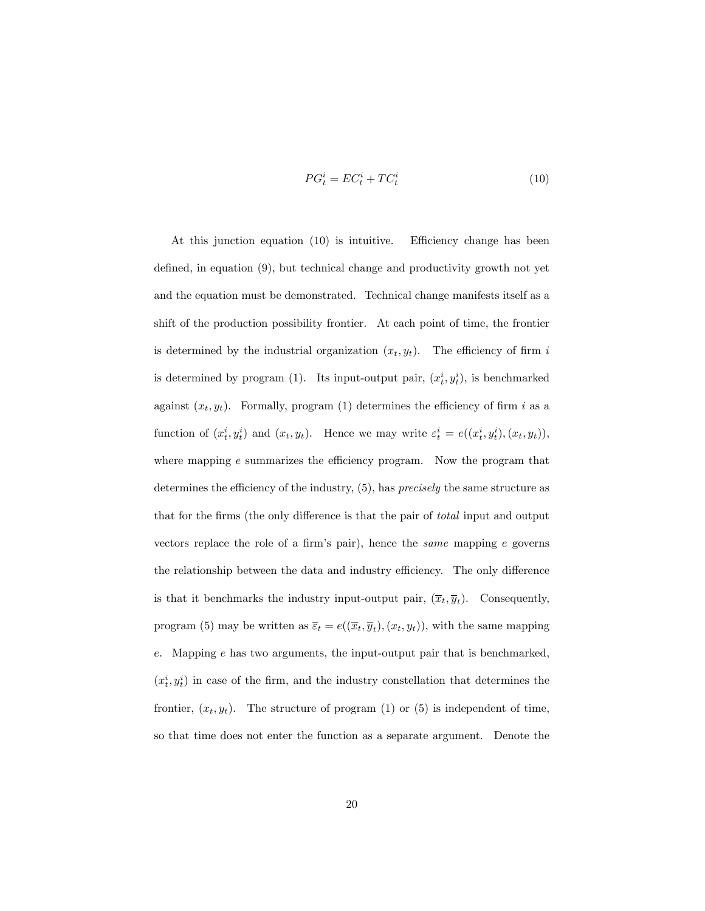$$PG_t^i = EC_t^i + TC_t^i \tag{10}$$

At this junction equation (10) is intuitive. Efficiency change has been defined, in equation (9), but technical change and productivity growth not yet and the equation must be demonstrated. Technical change manifests itself as a shift of the production possibility frontier. At each point of time, the frontier is determined by the industrial organization $(x_t, y_t)$. The efficiency of firm $i$ is determined by program (1). Its input-output pair, $(x_t^i, y_t^i)$, is benchmarked against $(x_t, y_t)$. Formally, program (1) determines the efficiency of firm $i$ as a function of $(x_t^i, y_t^i)$ and $(x_t, y_t)$. Hence we may write $\varepsilon_t^i = e((x_t^i, y_t^i), (x_t, y_t))$, where mapping $e$ summarizes the efficiency program. Now the program that determines the efficiency of the industry, (5), has *precisely* the same structure as that for the firms (the only difference is that the pair of *total* input and output vectors replace the role of a firm's pair), hence the *same* mapping $e$ governs the relationship between the data and industry efficiency. The only difference is that it benchmarks the industry input-output pair, $(\overline{x}_t, \overline{y}_t)$. Consequently, program (5) may be written as $\overline{\varepsilon}_t = e((\overline{x}_t, \overline{y}_t), (x_t, y_t))$, with the same mapping $e$. Mapping $e$ has two arguments, the input-output pair that is benchmarked, $(x_t^i, y_t^i)$ in case of the firm, and the industry constellation that determines the frontier, $(x_t, y_t)$. The structure of program (1) or (5) is independent of time, so that time does not enter the function as a separate argument. Denote the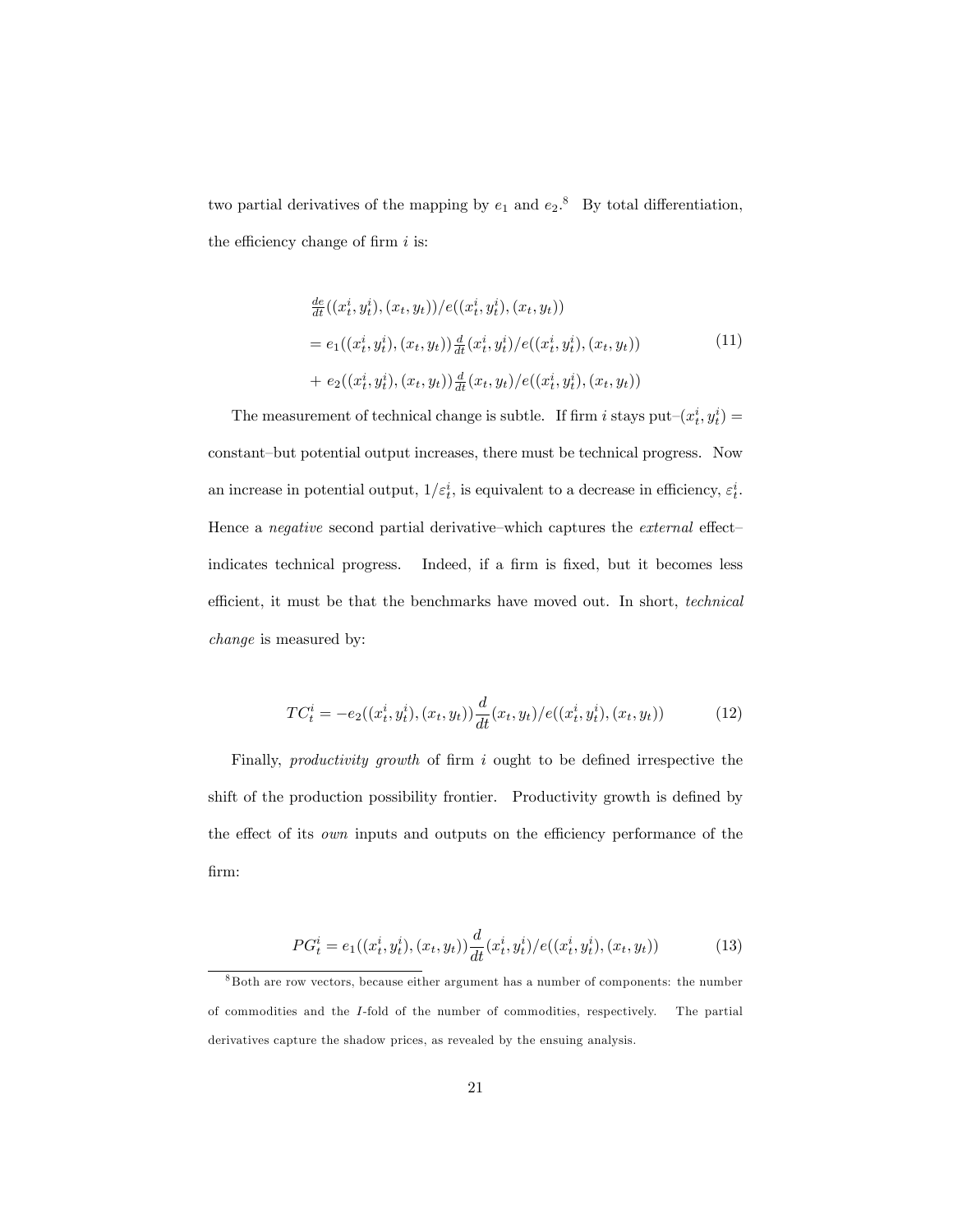two partial derivatives of the mapping by $e_1$ and $e_2$.[8] By total differentiation, the efficiency change of firm $i$ is:

$$
\begin{aligned}
&\tfrac{de}{dt}((x_t^i, y_t^i), (x_t, y_t))/e((x_t^i, y_t^i), (x_t, y_t)) \\
&= e_1((x_t^i, y_t^i), (x_t, y_t))\tfrac{d}{dt}(x_t^i, y_t^i)/e((x_t^i, y_t^i), (x_t, y_t)) \\
&+ e_2((x_t^i, y_t^i), (x_t, y_t))\tfrac{d}{dt}(x_t, y_t)/e((x_t^i, y_t^i), (x_t, y_t))
\end{aligned} \tag{11}
$$

The measurement of technical change is subtle. If firm $i$ stays put–$(x_t^i, y_t^i) =$ constant–but potential output increases, there must be technical progress. Now an increase in potential output, $1/\varepsilon_t^i$, is equivalent to a decrease in efficiency, $\varepsilon_t^i$. Hence a *negative* second partial derivative–which captures the *external* effect–indicates technical progress. Indeed, if a firm is fixed, but it becomes less efficient, it must be that the benchmarks have moved out. In short, *technical change* is measured by:

$$
TC_t^i = -e_2((x_t^i, y_t^i), (x_t, y_t))\frac{d}{dt}(x_t, y_t)/e((x_t^i, y_t^i), (x_t, y_t)) \tag{12}
$$

Finally, *productivity growth* of firm $i$ ought to be defined irrespective the shift of the production possibility frontier. Productivity growth is defined by the effect of its *own* inputs and outputs on the efficiency performance of the firm:

$$
PG_t^i = e_1((x_t^i, y_t^i), (x_t, y_t))\frac{d}{dt}(x_t^i, y_t^i)/e((x_t^i, y_t^i), (x_t, y_t)) \tag{13}
$$

[8] Both are row vectors, because either argument has a number of components: the number of commodities and the $I$-fold of the number of commodities, respectively. The partial derivatives capture the shadow prices, as revealed by the ensuing analysis.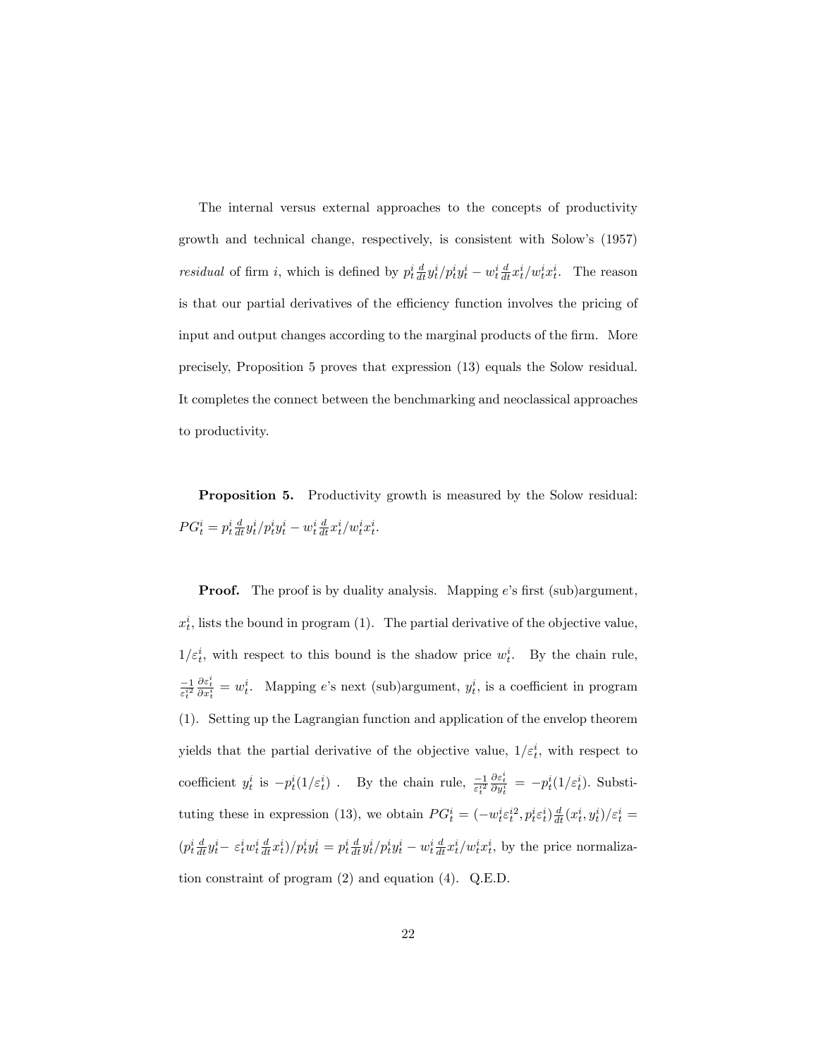The internal versus external approaches to the concepts of productivity growth and technical change, respectively, is consistent with Solow's (1957) *residual* of firm $i$, which is defined by $p_t^i \frac{d}{dt} y_t^i / p_t^i y_t^i - w_t^i \frac{d}{dt} x_t^i / w_t^i x_t^i$. The reason is that our partial derivatives of the efficiency function involves the pricing of input and output changes according to the marginal products of the firm. More precisely, Proposition 5 proves that expression (13) equals the Solow residual. It completes the connect between the benchmarking and neoclassical approaches to productivity.

**Proposition 5.** Productivity growth is measured by the Solow residual: $PG_t^i = p_t^i \frac{d}{dt} y_t^i / p_t^i y_t^i - w_t^i \frac{d}{dt} x_t^i / w_t^i x_t^i$.

**Proof.** The proof is by duality analysis. Mapping $e$'s first (sub)argument, $x_t^i$, lists the bound in program (1). The partial derivative of the objective value, $1/\varepsilon_t^i$, with respect to this bound is the shadow price $w_t^i$. By the chain rule, $\frac{-1}{\varepsilon_t^{i2}} \frac{\partial \varepsilon_t^i}{\partial x_t^i} = w_t^i$. Mapping $e$'s next (sub)argument, $y_t^i$, is a coefficient in program (1). Setting up the Lagrangian function and application of the envelop theorem yields that the partial derivative of the objective value, $1/\varepsilon_t^i$, with respect to coefficient $y_t^i$ is $-p_t^i(1/\varepsilon_t^i)$ . By the chain rule, $\frac{-1}{\varepsilon_t^{i2}} \frac{\partial \varepsilon_t^i}{\partial y_t^i} = -p_t^i(1/\varepsilon_t^i)$. Substituting these in expression (13), we obtain $PG_t^i = (-w_t^i \varepsilon_t^{i2}, p_t^i \varepsilon_t^i) \frac{d}{dt}(x_t^i, y_t^i)/\varepsilon_t^i = (p_t^i \frac{d}{dt} y_t^i - \varepsilon_t^i w_t^i \frac{d}{dt} x_t^i)/p_t^i y_t^i = p_t^i \frac{d}{dt} y_t^i / p_t^i y_t^i - w_t^i \frac{d}{dt} x_t^i / w_t^i x_t^i$, by the price normalization constraint of program (2) and equation (4). Q.E.D.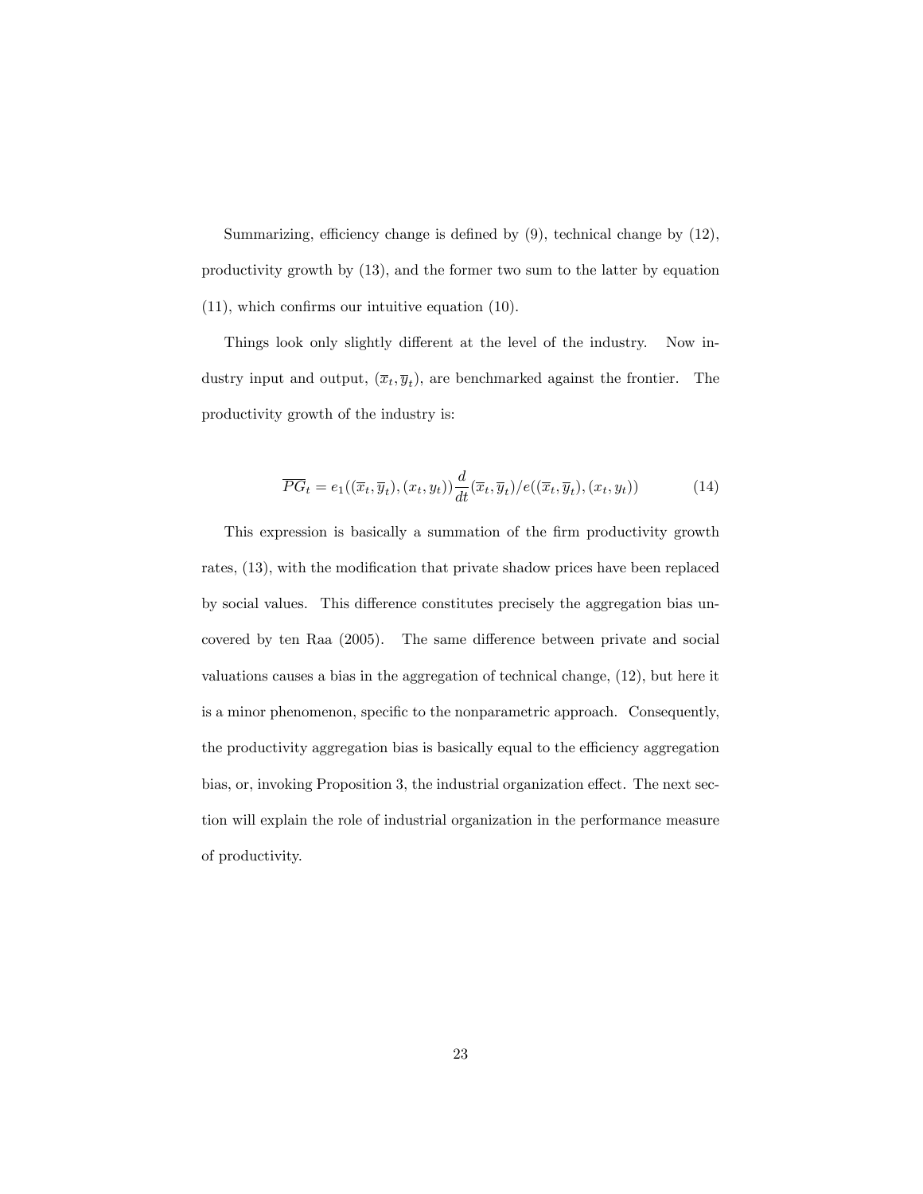Summarizing, efficiency change is defined by (9), technical change by (12), productivity growth by (13), and the former two sum to the latter by equation (11), which confirms our intuitive equation (10).

Things look only slightly different at the level of the industry. Now industry input and output, $(\overline{x}_t, \overline{y}_t)$, are benchmarked against the frontier. The productivity growth of the industry is:

$$\overline{PG}_t = e_1((\overline{x}_t, \overline{y}_t), (x_t, y_t)) \frac{d}{dt}(\overline{x}_t, \overline{y}_t) / e((\overline{x}_t, \overline{y}_t), (x_t, y_t)) \tag{14}$$

This expression is basically a summation of the firm productivity growth rates, (13), with the modification that private shadow prices have been replaced by social values. This difference constitutes precisely the aggregation bias uncovered by ten Raa (2005). The same difference between private and social valuations causes a bias in the aggregation of technical change, (12), but here it is a minor phenomenon, specific to the nonparametric approach. Consequently, the productivity aggregation bias is basically equal to the efficiency aggregation bias, or, invoking Proposition 3, the industrial organization effect. The next section will explain the role of industrial organization in the performance measure of productivity.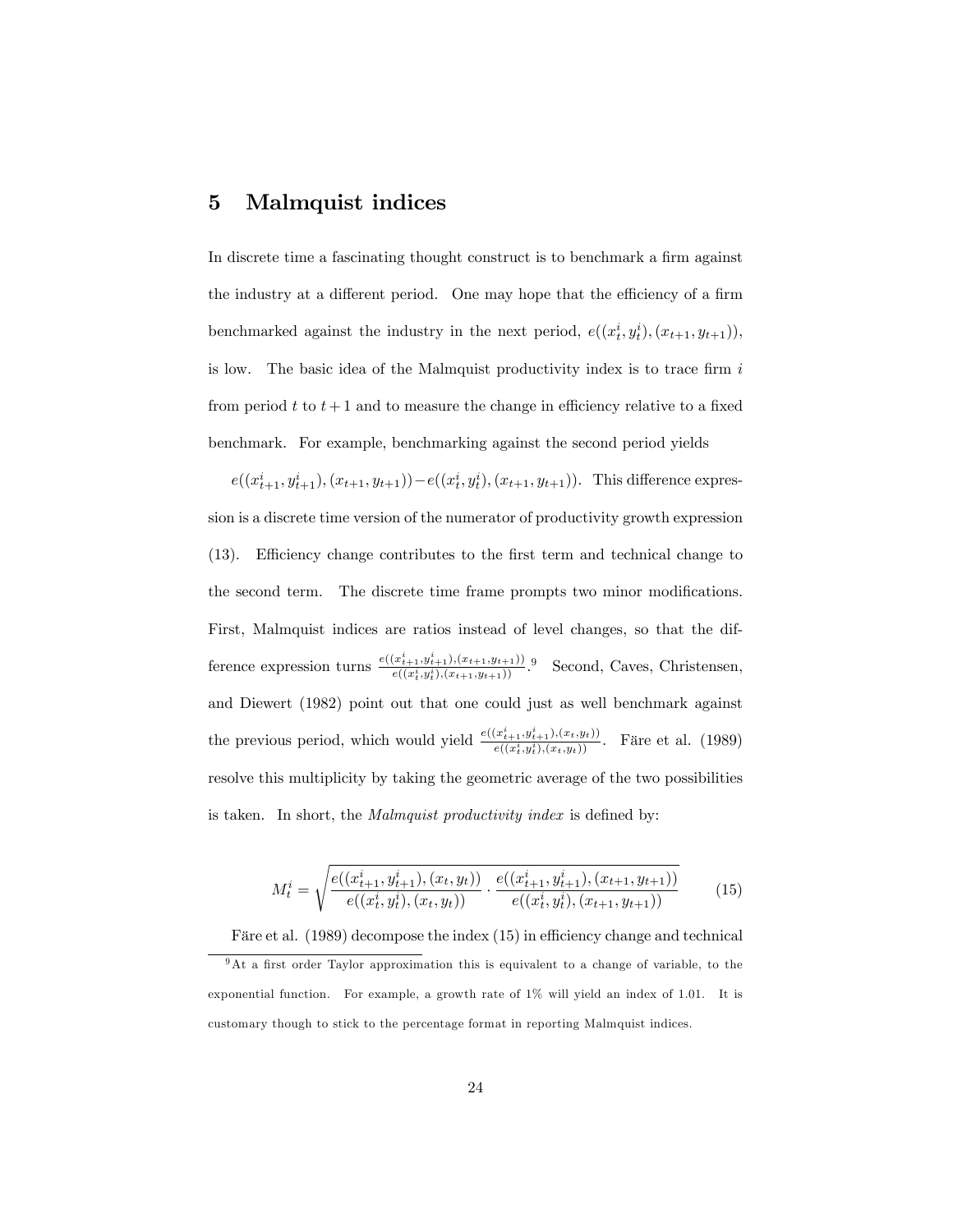## 5 Malmquist indices

In discrete time a fascinating thought construct is to benchmark a firm against the industry at a different period. One may hope that the efficiency of a firm benchmarked against the industry in the next period, $e((x_t^i, y_t^i), (x_{t+1}, y_{t+1}))$, is low. The basic idea of the Malmquist productivity index is to trace firm $i$ from period $t$ to $t+1$ and to measure the change in efficiency relative to a fixed benchmark. For example, benchmarking against the second period yields

$e((x_{t+1}^i, y_{t+1}^i), (x_{t+1}, y_{t+1})) - e((x_t^i, y_t^i), (x_{t+1}, y_{t+1}))$. This difference expression is a discrete time version of the numerator of productivity growth expression (13). Efficiency change contributes to the first term and technical change to the second term. The discrete time frame prompts two minor modifications. First, Malmquist indices are ratios instead of level changes, so that the difference expression turns $\frac{e((x_{t+1}^i, y_{t+1}^i), (x_{t+1}, y_{t+1}))}{e((x_t^i, y_t^i), (x_{t+1}, y_{t+1}))}$.[9] Second, Caves, Christensen, and Diewert (1982) point out that one could just as well benchmark against the previous period, which would yield $\frac{e((x_{t+1}^i, y_{t+1}^i), (x_t, y_t))}{e((x_t^i, y_t^i), (x_t, y_t))}$. Färe et al. (1989) resolve this multiplicity by taking the geometric average of the two possibilities is taken. In short, the *Malmquist productivity index* is defined by:

$$M_t^i = \sqrt{\frac{e((x_{t+1}^i, y_{t+1}^i), (x_t, y_t))}{e((x_t^i, y_t^i), (x_t, y_t))} \cdot \frac{e((x_{t+1}^i, y_{t+1}^i), (x_{t+1}, y_{t+1}))}{e((x_t^i, y_t^i), (x_{t+1}, y_{t+1}))}} \tag{15}$$

Färe et al. (1989) decompose the index (15) in efficiency change and technical

[9] At a first order Taylor approximation this is equivalent to a change of variable, to the exponential function. For example, a growth rate of 1% will yield an index of 1.01. It is customary though to stick to the percentage format in reporting Malmquist indices.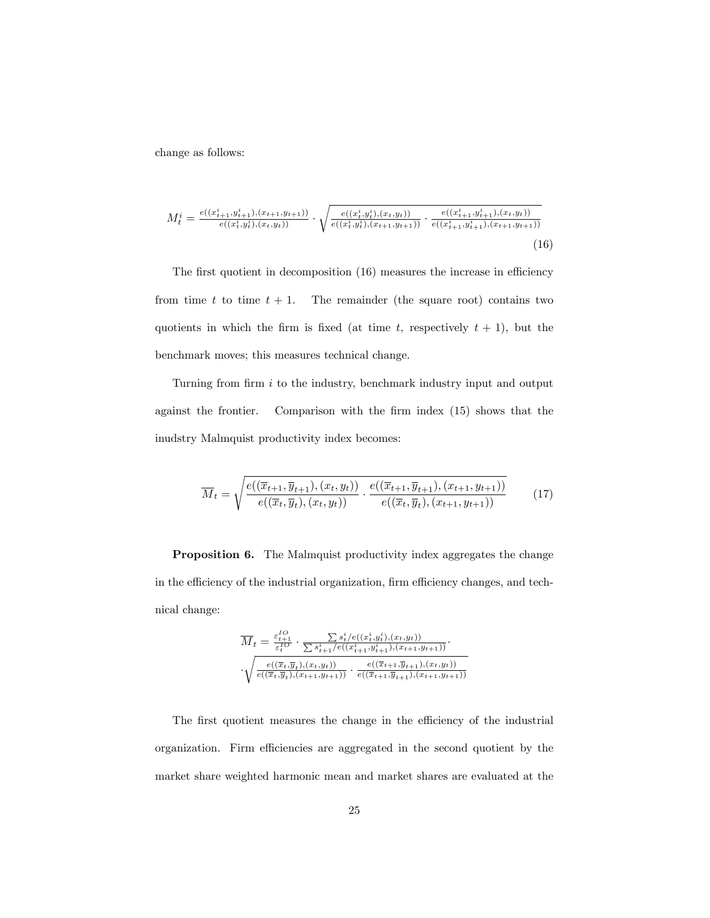change as follows:

$$M_t^i = \frac{e((x_{t+1}^i, y_{t+1}^i), (x_{t+1}, y_{t+1}))}{e((x_t^i, y_t^i), (x_t, y_t))} \cdot \sqrt{\frac{e((x_t^i, y_t^i), (x_t, y_t))}{e((x_t^i, y_t^i), (x_{t+1}, y_{t+1}))} \cdot \frac{e((x_{t+1}^i, y_{t+1}^i), (x_t, y_t))}{e((x_{t+1}^i, y_{t+1}^i), (x_{t+1}, y_{t+1}))}} \tag{16}$$

The first quotient in decomposition (16) measures the increase in efficiency from time $t$ to time $t+1$. The remainder (the square root) contains two quotients in which the firm is fixed (at time $t$, respectively $t+1$), but the benchmark moves; this measures technical change.

Turning from firm $i$ to the industry, benchmark industry input and output against the frontier. Comparison with the firm index (15) shows that the inudstry Malmquist productivity index becomes:

$$\overline{M}_t = \sqrt{\frac{e((\overline{x}_{t+1}, \overline{y}_{t+1}), (x_t, y_t))}{e((\overline{x}_t, \overline{y}_t), (x_t, y_t))} \cdot \frac{e((\overline{x}_{t+1}, \overline{y}_{t+1}), (x_{t+1}, y_{t+1}))}{e((\overline{x}_t, \overline{y}_t), (x_{t+1}, y_{t+1}))}} \tag{17}$$

**Proposition 6.** The Malmquist productivity index aggregates the change in the efficiency of the industrial organization, firm efficiency changes, and technical change:

$$\overline{M}_t = \frac{\varepsilon_{t+1}^{IO}}{\varepsilon_t^{IO}} \cdot \frac{\sum s_t^i / e((x_t^i, y_t^i), (x_t, y_t))}{\sum s_{t+1}^i / e((x_{t+1}^i, y_{t+1}^i), (x_{t+1}, y_{t+1}))} \cdot$$
$$\cdot \sqrt{\frac{e((\overline{x}_t, \overline{y}_t), (x_t, y_t))}{e((\overline{x}_t, \overline{y}_t), (x_{t+1}, y_{t+1}))} \cdot \frac{e((\overline{x}_{t+1}, \overline{y}_{t+1}), (x_t, y_t))}{e((\overline{x}_{t+1}, \overline{y}_{t+1}), (x_{t+1}, y_{t+1}))}}$$

The first quotient measures the change in the efficiency of the industrial organization. Firm efficiencies are aggregated in the second quotient by the market share weighted harmonic mean and market shares are evaluated at the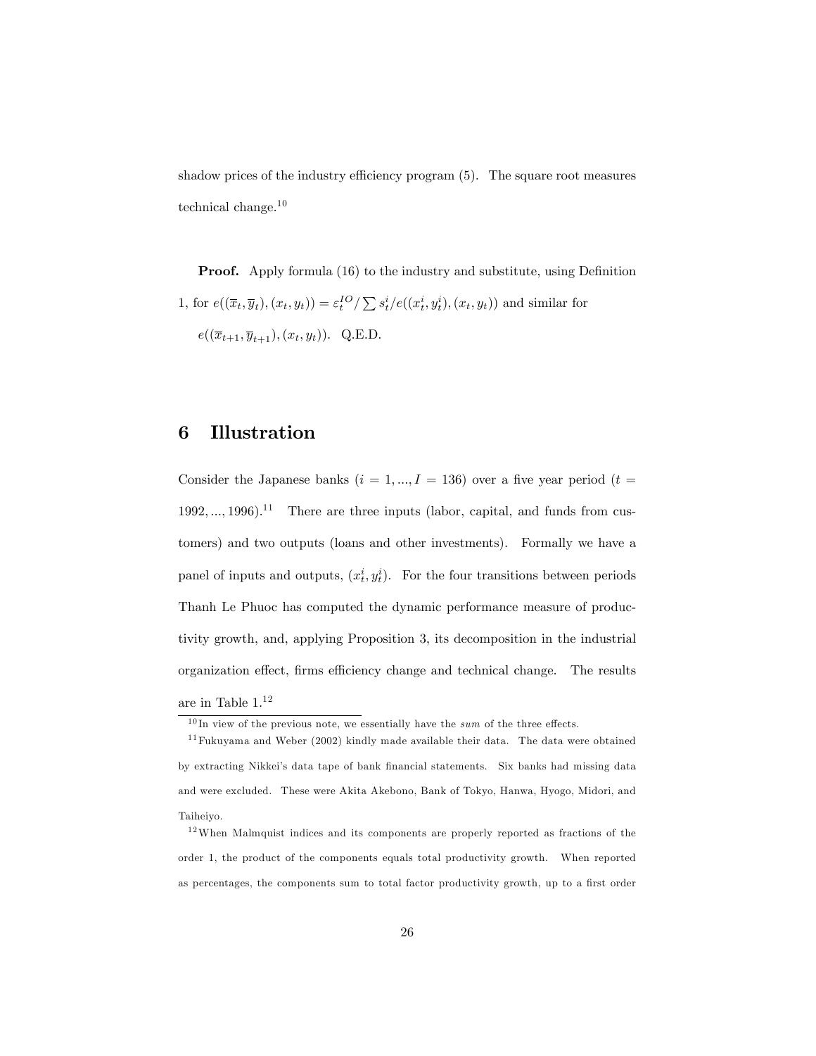shadow prices of the industry efficiency program (5). The square root measures technical change.[10]

**Proof.** Apply formula (16) to the industry and substitute, using Definition 1, for $e((\overline{x}_t, \overline{y}_t), (x_t, y_t)) = \varepsilon_t^{IO} / \sum s_t^i / e((x_t^i, y_t^i), (x_t, y_t))$ and similar for $e((\overline{x}_{t+1}, \overline{y}_{t+1}), (x_t, y_t))$. Q.E.D.

# 6 Illustration

Consider the Japanese banks ($i = 1, ..., I = 136$) over a five year period ($t = 1992, ..., 1996$).[11] There are three inputs (labor, capital, and funds from customers) and two outputs (loans and other investments). Formally we have a panel of inputs and outputs, $(x_t^i, y_t^i)$. For the four transitions between periods Thanh Le Phuoc has computed the dynamic performance measure of productivity growth, and, applying Proposition 3, its decomposition in the industrial organization effect, firms efficiency change and technical change. The results are in Table 1.[12]

---

[10] In view of the previous note, we essentially have the *sum* of the three effects.

[11] Fukuyama and Weber (2002) kindly made available their data. The data were obtained by extracting Nikkei's data tape of bank financial statements. Six banks had missing data and were excluded. These were Akita Akebono, Bank of Tokyo, Hanwa, Hyogo, Midori, and Taiheiyo.

[12] When Malmquist indices and its components are properly reported as fractions of the order 1, the product of the components equals total productivity growth. When reported as percentages, the components sum to total factor productivity growth, up to a first order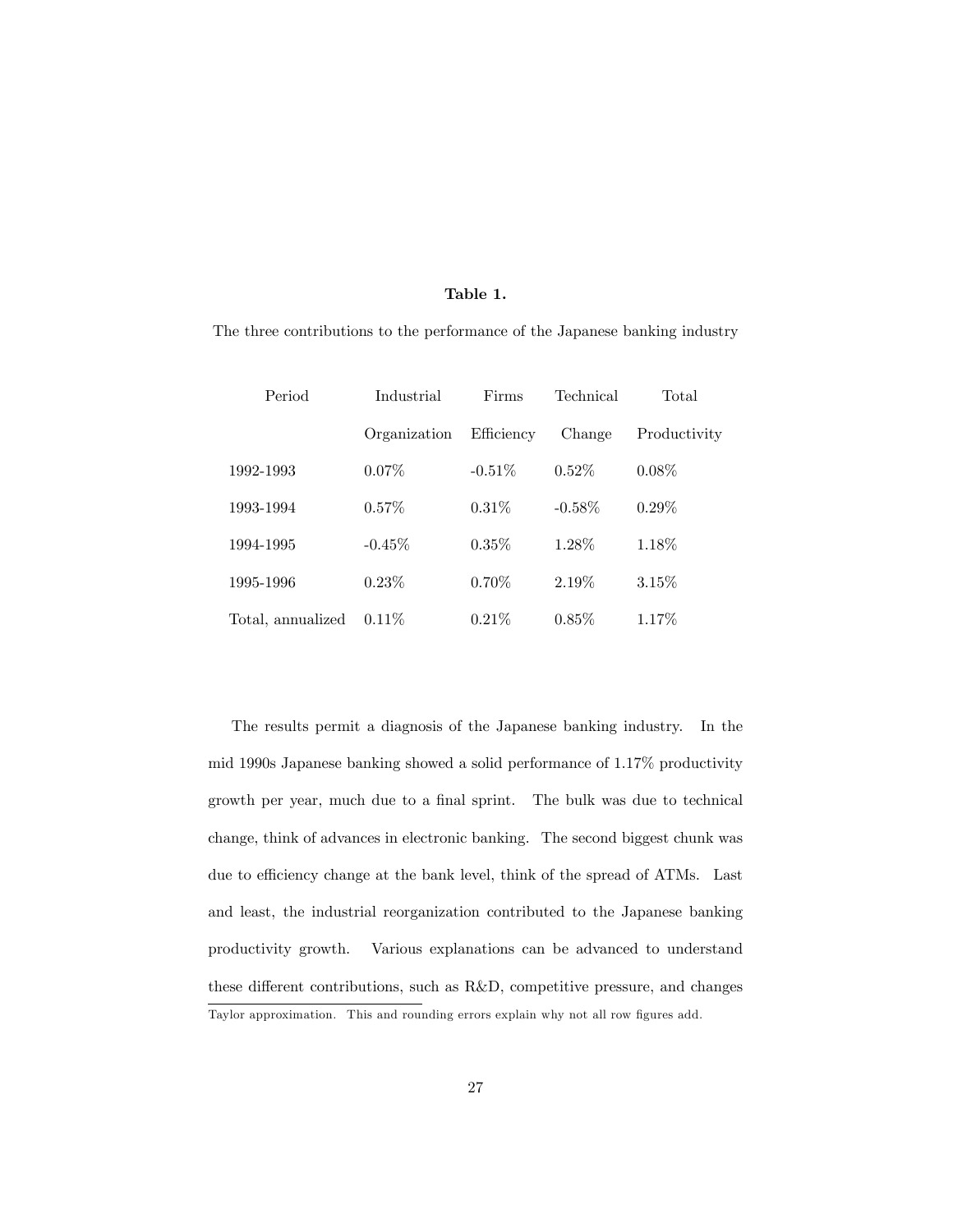**Table 1.**

The three contributions to the performance of the Japanese banking industry

| Period | Industrial Organization | Firms Efficiency | Technical Change | Total Productivity |
|---|---|---|---|---|
| 1992-1993 | 0.07% | -0.51% | 0.52% | 0.08% |
| 1993-1994 | 0.57% | 0.31% | -0.58% | 0.29% |
| 1994-1995 | -0.45% | 0.35% | 1.28% | 1.18% |
| 1995-1996 | 0.23% | 0.70% | 2.19% | 3.15% |
| Total, annualized | 0.11% | 0.21% | 0.85% | 1.17% |

The results permit a diagnosis of the Japanese banking industry. In the mid 1990s Japanese banking showed a solid performance of 1.17% productivity growth per year, much due to a final sprint. The bulk was due to technical change, think of advances in electronic banking. The second biggest chunk was due to efficiency change at the bank level, think of the spread of ATMs. Last and least, the industrial reorganization contributed to the Japanese banking productivity growth. Various explanations can be advanced to understand these different contributions, such as R&D, competitive pressure, and changes

Taylor approximation. This and rounding errors explain why not all row figures add.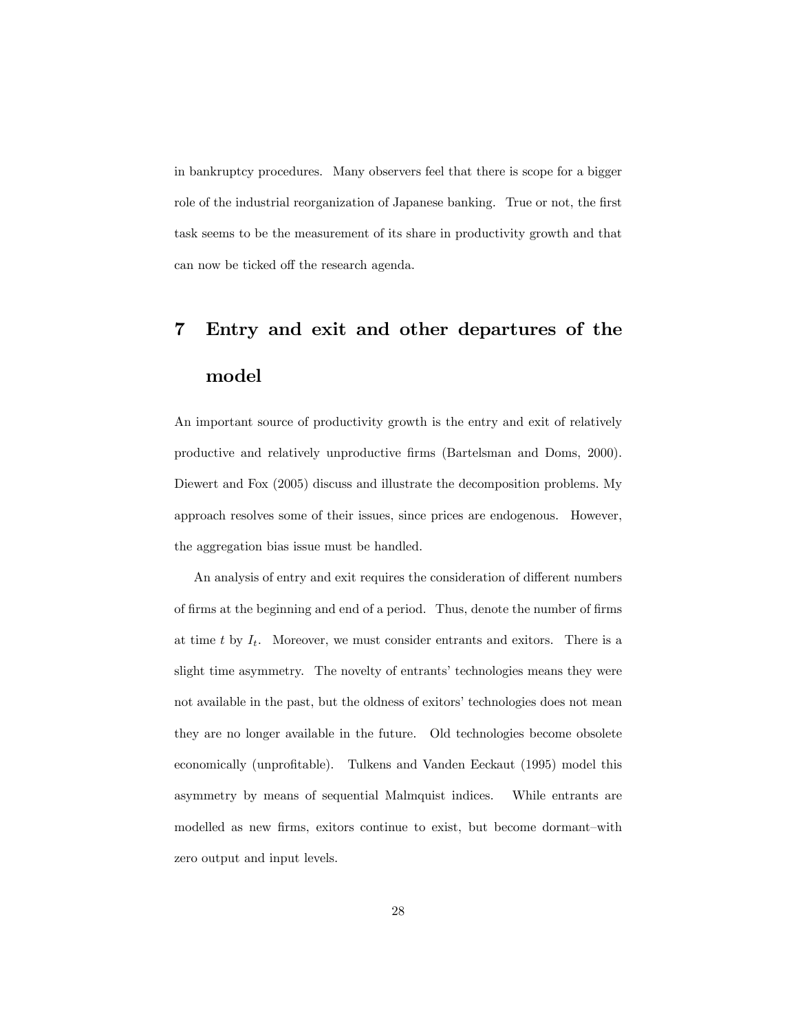in bankruptcy procedures. Many observers feel that there is scope for a bigger role of the industrial reorganization of Japanese banking. True or not, the first task seems to be the measurement of its share in productivity growth and that can now be ticked off the research agenda.

# 7 Entry and exit and other departures of the model

An important source of productivity growth is the entry and exit of relatively productive and relatively unproductive firms (Bartelsman and Doms, 2000). Diewert and Fox (2005) discuss and illustrate the decomposition problems. My approach resolves some of their issues, since prices are endogenous. However, the aggregation bias issue must be handled.

An analysis of entry and exit requires the consideration of different numbers of firms at the beginning and end of a period. Thus, denote the number of firms at time $t$ by $I_t$. Moreover, we must consider entrants and exitors. There is a slight time asymmetry. The novelty of entrants' technologies means they were not available in the past, but the oldness of exitors' technologies does not mean they are no longer available in the future. Old technologies become obsolete economically (unprofitable). Tulkens and Vanden Eeckaut (1995) model this asymmetry by means of sequential Malmquist indices. While entrants are modelled as new firms, exitors continue to exist, but become dormant–with zero output and input levels.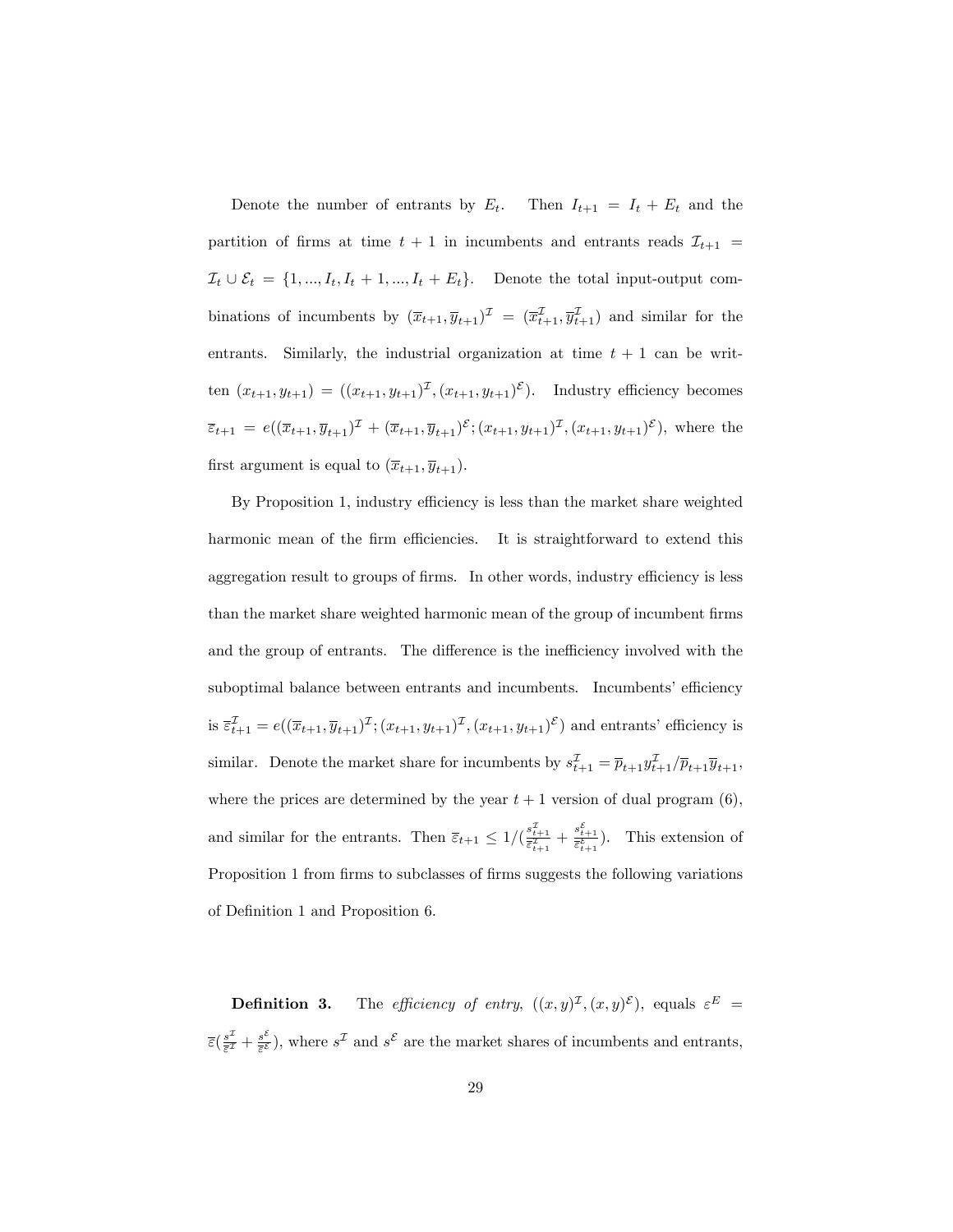Denote the number of entrants by $E_t$. Then $I_{t+1} = I_t + E_t$ and the partition of firms at time $t+1$ in incumbents and entrants reads $\mathcal{I}_{t+1} = \mathcal{I}_t \cup \mathcal{E}_t = \{1, ..., I_t, I_t + 1, ..., I_t + E_t\}$. Denote the total input-output combinations of incumbents by $(\overline{x}_{t+1}, \overline{y}_{t+1})^{\mathcal{I}} = (\overline{x}^{\mathcal{I}}_{t+1}, \overline{y}^{\mathcal{I}}_{t+1})$ and similar for the entrants. Similarly, the industrial organization at time $t+1$ can be written $(x_{t+1}, y_{t+1}) = ((x_{t+1}, y_{t+1})^{\mathcal{I}}, (x_{t+1}, y_{t+1})^{\mathcal{E}})$. Industry efficiency becomes $\overline{\varepsilon}_{t+1} = e((\overline{x}_{t+1}, \overline{y}_{t+1})^{\mathcal{I}} + (\overline{x}_{t+1}, \overline{y}_{t+1})^{\mathcal{E}}; (x_{t+1}, y_{t+1})^{\mathcal{I}}, (x_{t+1}, y_{t+1})^{\mathcal{E}})$, where the first argument is equal to $(\overline{x}_{t+1}, \overline{y}_{t+1})$.

By Proposition 1, industry efficiency is less than the market share weighted harmonic mean of the firm efficiencies. It is straightforward to extend this aggregation result to groups of firms. In other words, industry efficiency is less than the market share weighted harmonic mean of the group of incumbent firms and the group of entrants. The difference is the inefficiency involved with the suboptimal balance between entrants and incumbents. Incumbents' efficiency is $\overline{\varepsilon}^{\mathcal{I}}_{t+1} = e((\overline{x}_{t+1}, \overline{y}_{t+1})^{\mathcal{I}}; (x_{t+1}, y_{t+1})^{\mathcal{I}}, (x_{t+1}, y_{t+1})^{\mathcal{E}})$ and entrants' efficiency is similar. Denote the market share for incumbents by $s^{\mathcal{I}}_{t+1} = \overline{p}_{t+1} y^{\mathcal{I}}_{t+1} / \overline{p}_{t+1} \overline{y}_{t+1}$, where the prices are determined by the year $t+1$ version of dual program (6), and similar for the entrants. Then $\overline{\varepsilon}_{t+1} \leq 1/(\frac{s^{\mathcal{I}}_{t+1}}{\overline{\varepsilon}^{\mathcal{I}}_{t+1}} + \frac{s^{\mathcal{E}}_{t+1}}{\overline{\varepsilon}^{\mathcal{E}}_{t+1}})$. This extension of Proposition 1 from firms to subclasses of firms suggests the following variations of Definition 1 and Proposition 6.

**Definition 3.** The *efficiency of entry*, $((x, y)^{\mathcal{I}}, (x, y)^{\mathcal{E}})$, equals $\varepsilon^E = \overline{\varepsilon}(\frac{s^{\mathcal{I}}}{\overline{\varepsilon}^{\mathcal{I}}} + \frac{s^{\mathcal{E}}}{\overline{\varepsilon}^{\mathcal{E}}})$, where $s^{\mathcal{I}}$ and $s^{\mathcal{E}}$ are the market shares of incumbents and entrants,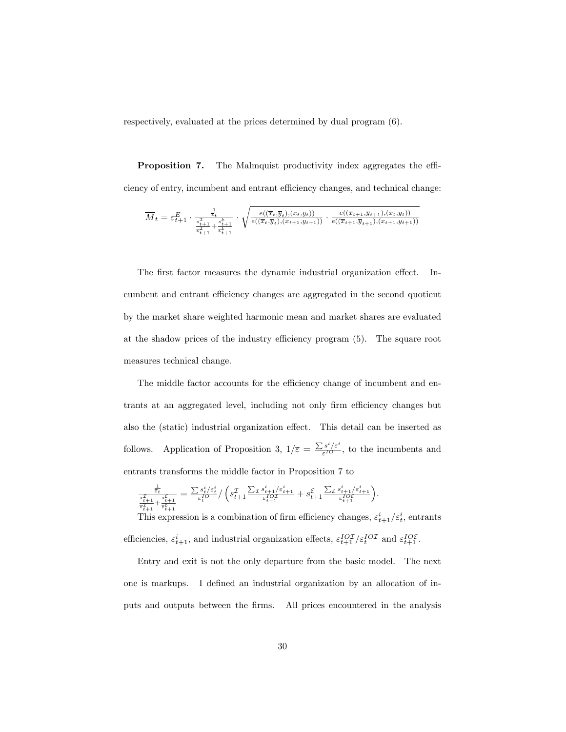respectively, evaluated at the prices determined by dual program (6).

**Proposition 7.** The Malmquist productivity index aggregates the efficiency of entry, incumbent and entrant efficiency changes, and technical change:

$$\overline{M}_t = \varepsilon_{t+1}^E \cdot \frac{\frac{1}{\overline{\varepsilon}_t}}{\frac{s_{t+1}^{\mathcal{I}}}{\overline{\varepsilon}_{t+1}^{\mathcal{I}}} + \frac{s_{t+1}^{\mathcal{E}}}{\overline{\varepsilon}_{t+1}^{\mathcal{E}}}} \cdot \sqrt{\frac{e((\overline{x}_t, \overline{y}_t), (x_t, y_t))}{e((\overline{x}_t, \overline{y}_t), (x_{t+1}, y_{t+1}))} \cdot \frac{e((\overline{x}_{t+1}, \overline{y}_{t+1}), (x_t, y_t))}{e((\overline{x}_{t+1}, \overline{y}_{t+1}), (x_{t+1}, y_{t+1}))}}$$

The first factor measures the dynamic industrial organization effect. Incumbent and entrant efficiency changes are aggregated in the second quotient by the market share weighted harmonic mean and market shares are evaluated at the shadow prices of the industry efficiency program (5). The square root measures technical change.

The middle factor accounts for the efficiency change of incumbent and entrants at an aggregated level, including not only firm efficiency changes but also the (static) industrial organization effect. This detail can be inserted as follows. Application of Proposition 3, $1/\overline{\varepsilon} = \frac{\sum s^i/\varepsilon^i}{\varepsilon^{IO}}$, to the incumbents and entrants transforms the middle factor in Proposition 7 to

$$\frac{\frac{1}{\overline{\varepsilon}_t}}{\frac{s_{t+1}^{\mathcal{I}}}{\overline{\varepsilon}_{t+1}^{\mathcal{I}}} + \frac{s_{t+1}^{\mathcal{E}}}{\overline{\varepsilon}_{t+1}^{\mathcal{E}}}} = \frac{\sum s_t^i/\varepsilon_t^i}{\varepsilon_t^{IO}} \Big/ \left( s_{t+1}^{\mathcal{I}} \frac{\sum_{\mathcal{I}} s_{t+1}^i/\varepsilon_{t+1}^i}{\varepsilon_{t+1}^{IO\mathcal{I}}} + s_{t+1}^{\mathcal{E}} \frac{\sum_{\mathcal{E}} s_{t+1}^i/\varepsilon_{t+1}^i}{\varepsilon_{t+1}^{IO\mathcal{E}}} \right).$$

This expression is a combination of firm efficiency changes, $\varepsilon_{t+1}^i/\varepsilon_t^i$, entrants efficiencies, $\varepsilon_{t+1}^i$, and industrial organization effects, $\varepsilon_{t+1}^{IO\mathcal{I}}/\varepsilon_t^{IO\mathcal{I}}$ and $\varepsilon_{t+1}^{IO\mathcal{E}}$.

Entry and exit is not the only departure from the basic model. The next one is markups. I defined an industrial organization by an allocation of inputs and outputs between the firms. All prices encountered in the analysis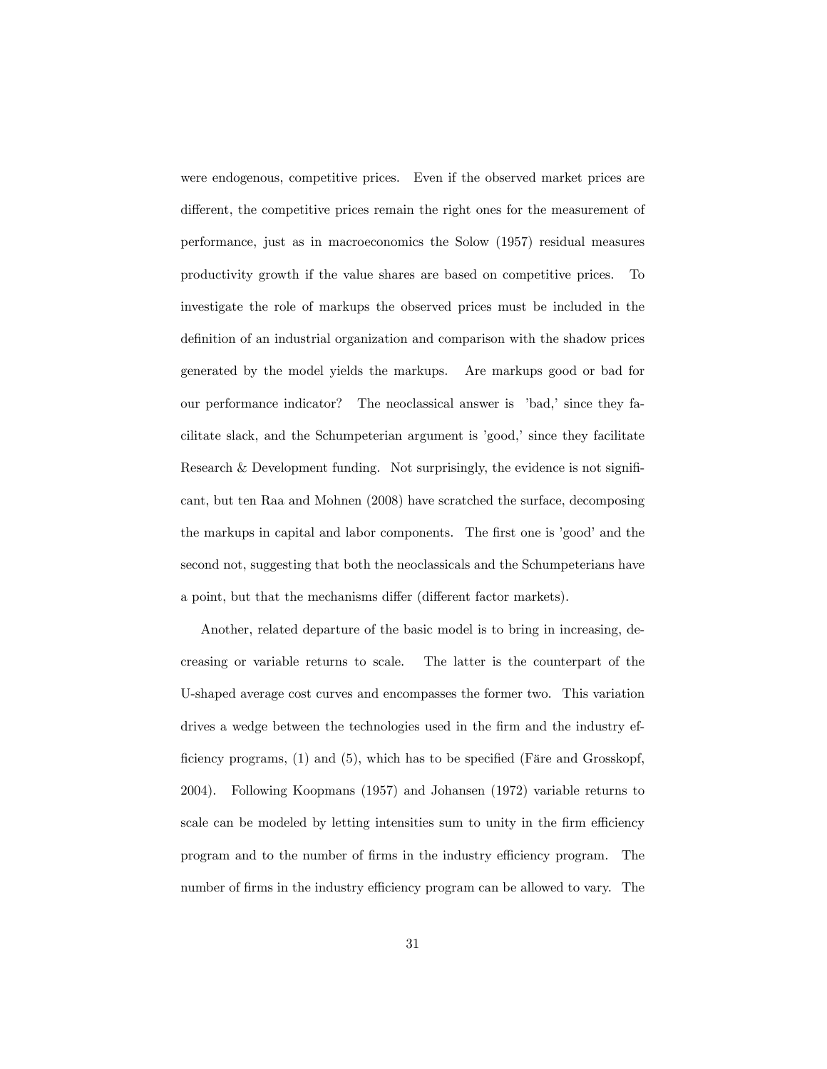were endogenous, competitive prices. Even if the observed market prices are different, the competitive prices remain the right ones for the measurement of performance, just as in macroeconomics the Solow (1957) residual measures productivity growth if the value shares are based on competitive prices. To investigate the role of markups the observed prices must be included in the definition of an industrial organization and comparison with the shadow prices generated by the model yields the markups. Are markups good or bad for our performance indicator? The neoclassical answer is 'bad,' since they facilitate slack, and the Schumpeterian argument is 'good,' since they facilitate Research & Development funding. Not surprisingly, the evidence is not significant, but ten Raa and Mohnen (2008) have scratched the surface, decomposing the markups in capital and labor components. The first one is 'good' and the second not, suggesting that both the neoclassicals and the Schumpeterians have a point, but that the mechanisms differ (different factor markets).

Another, related departure of the basic model is to bring in increasing, decreasing or variable returns to scale. The latter is the counterpart of the U-shaped average cost curves and encompasses the former two. This variation drives a wedge between the technologies used in the firm and the industry efficiency programs, (1) and (5), which has to be specified (Färe and Grosskopf, 2004). Following Koopmans (1957) and Johansen (1972) variable returns to scale can be modeled by letting intensities sum to unity in the firm efficiency program and to the number of firms in the industry efficiency program. The number of firms in the industry efficiency program can be allowed to vary. The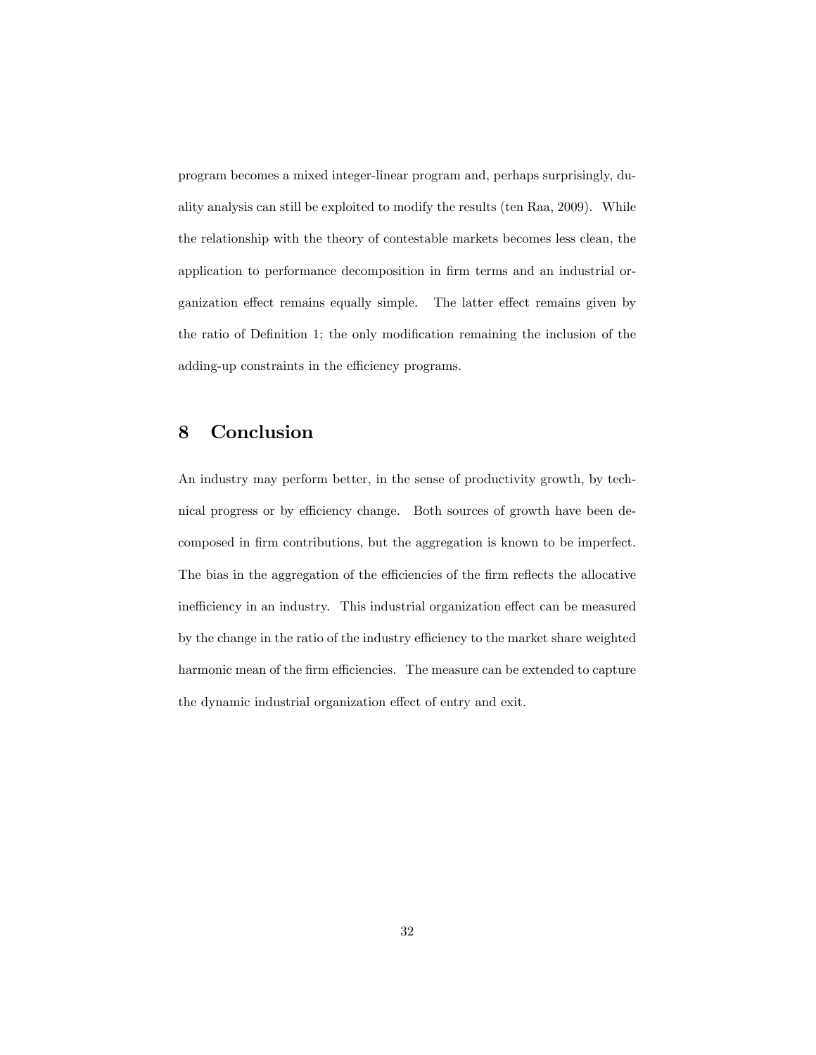program becomes a mixed integer-linear program and, perhaps surprisingly, duality analysis can still be exploited to modify the results (ten Raa, 2009). While the relationship with the theory of contestable markets becomes less clean, the application to performance decomposition in firm terms and an industrial organization effect remains equally simple. The latter effect remains given by the ratio of Definition 1; the only modification remaining the inclusion of the adding-up constraints in the efficiency programs.

## 8 Conclusion

An industry may perform better, in the sense of productivity growth, by technical progress or by efficiency change. Both sources of growth have been decomposed in firm contributions, but the aggregation is known to be imperfect. The bias in the aggregation of the efficiencies of the firm reflects the allocative inefficiency in an industry. This industrial organization effect can be measured by the change in the ratio of the industry efficiency to the market share weighted harmonic mean of the firm efficiencies. The measure can be extended to capture the dynamic industrial organization effect of entry and exit.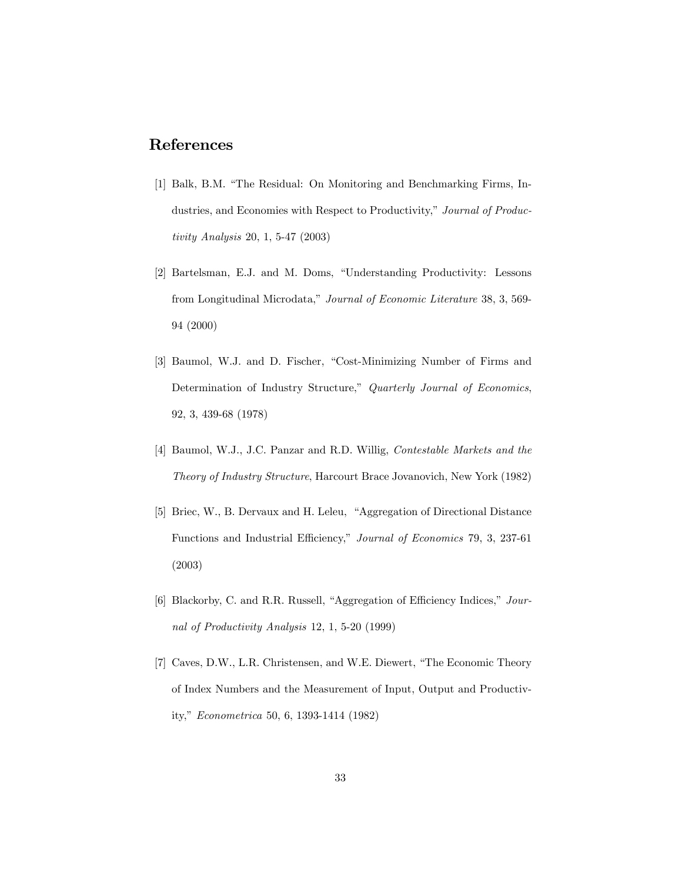## References

[1] Balk, B.M. "The Residual: On Monitoring and Benchmarking Firms, Industries, and Economies with Respect to Productivity," *Journal of Productivity Analysis* 20, 1, 5-47 (2003)

[2] Bartelsman, E.J. and M. Doms, "Understanding Productivity: Lessons from Longitudinal Microdata," *Journal of Economic Literature* 38, 3, 569-94 (2000)

[3] Baumol, W.J. and D. Fischer, "Cost-Minimizing Number of Firms and Determination of Industry Structure," *Quarterly Journal of Economics*, 92, 3, 439-68 (1978)

[4] Baumol, W.J., J.C. Panzar and R.D. Willig, *Contestable Markets and the Theory of Industry Structure*, Harcourt Brace Jovanovich, New York (1982)

[5] Briec, W., B. Dervaux and H. Leleu, "Aggregation of Directional Distance Functions and Industrial Efficiency," *Journal of Economics* 79, 3, 237-61 (2003)

[6] Blackorby, C. and R.R. Russell, "Aggregation of Efficiency Indices," *Journal of Productivity Analysis* 12, 1, 5-20 (1999)

[7] Caves, D.W., L.R. Christensen, and W.E. Diewert, "The Economic Theory of Index Numbers and the Measurement of Input, Output and Productivity," *Econometrica* 50, 6, 1393-1414 (1982)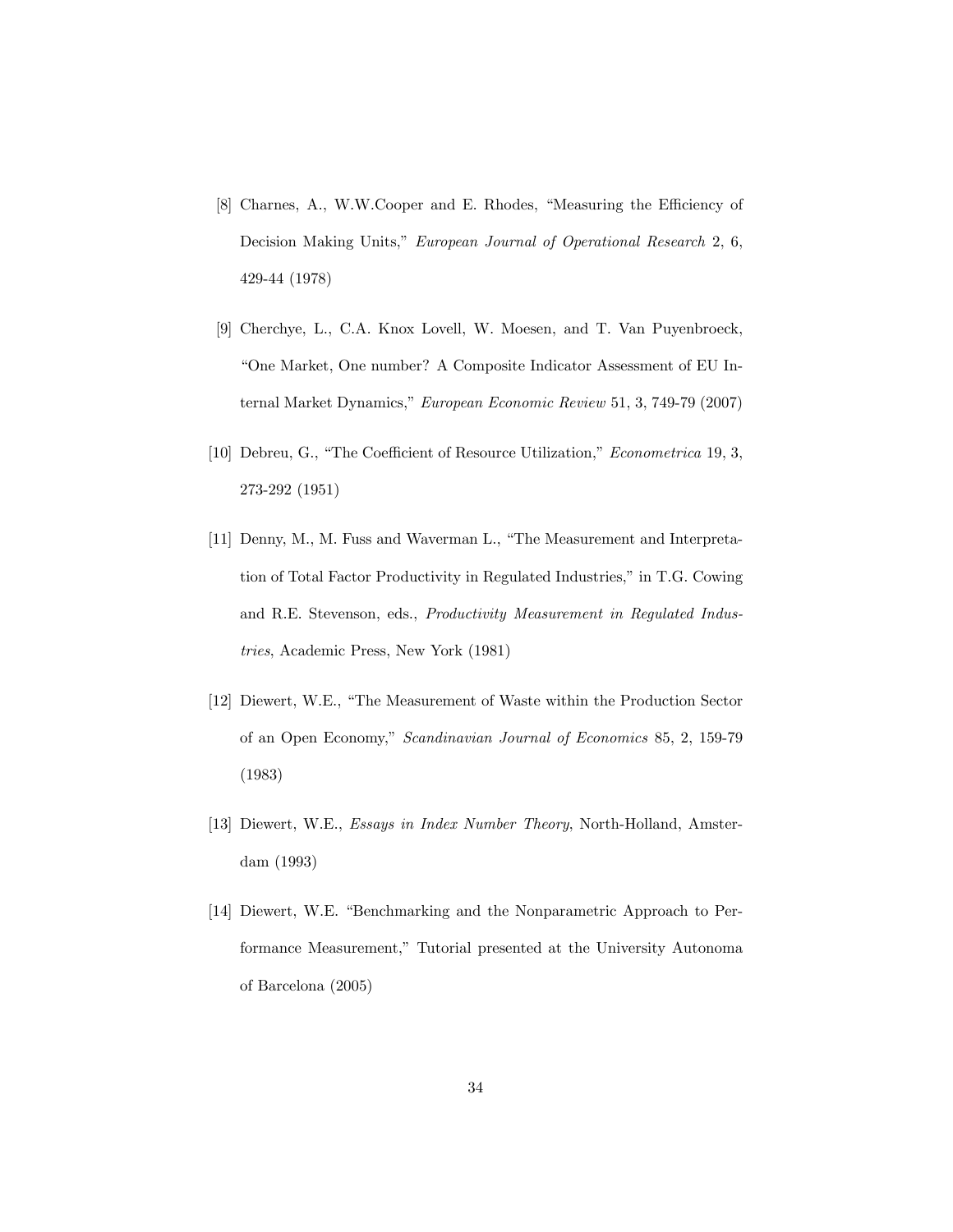[8] Charnes, A., W.W.Cooper and E. Rhodes, "Measuring the Efficiency of Decision Making Units," *European Journal of Operational Research* 2, 6, 429-44 (1978)

[9] Cherchye, L., C.A. Knox Lovell, W. Moesen, and T. Van Puyenbroeck, "One Market, One number? A Composite Indicator Assessment of EU Internal Market Dynamics," *European Economic Review* 51, 3, 749-79 (2007)

[10] Debreu, G., "The Coefficient of Resource Utilization," *Econometrica* 19, 3, 273-292 (1951)

[11] Denny, M., M. Fuss and Waverman L., "The Measurement and Interpretation of Total Factor Productivity in Regulated Industries," in T.G. Cowing and R.E. Stevenson, eds., *Productivity Measurement in Regulated Industries*, Academic Press, New York (1981)

[12] Diewert, W.E., "The Measurement of Waste within the Production Sector of an Open Economy," *Scandinavian Journal of Economics* 85, 2, 159-79 (1983)

[13] Diewert, W.E., *Essays in Index Number Theory*, North-Holland, Amsterdam (1993)

[14] Diewert, W.E. "Benchmarking and the Nonparametric Approach to Performance Measurement," Tutorial presented at the University Autonoma of Barcelona (2005)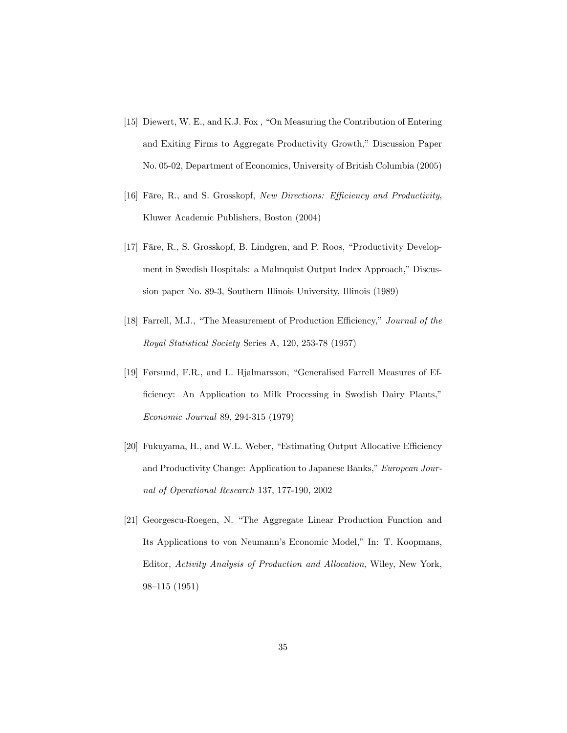[15] Diewert, W. E., and K.J. Fox , "On Measuring the Contribution of Entering and Exiting Firms to Aggregate Productivity Growth," Discussion Paper No. 05-02, Department of Economics, University of British Columbia (2005)

[16] Färe, R., and S. Grosskopf, *New Directions: Efficiency and Productivity*, Kluwer Academic Publishers, Boston (2004)

[17] Färe, R., S. Grosskopf, B. Lindgren, and P. Roos, "Productivity Development in Swedish Hospitals: a Malmquist Output Index Approach," Discussion paper No. 89-3, Southern Illinois University, Illinois (1989)

[18] Farrell, M.J., "The Measurement of Production Efficiency," *Journal of the Royal Statistical Society* Series A, 120, 253-78 (1957)

[19] Førsund, F.R., and L. Hjalmarsson, "Generalised Farrell Measures of Efficiency: An Application to Milk Processing in Swedish Dairy Plants," *Economic Journal* 89, 294-315 (1979)

[20] Fukuyama, H., and W.L. Weber, "Estimating Output Allocative Efficiency and Productivity Change: Application to Japanese Banks," *European Journal of Operational Research* 137, 177-190, 2002

[21] Georgescu-Roegen, N. "The Aggregate Linear Production Function and Its Applications to von Neumann's Economic Model," In: T. Koopmans, Editor, *Activity Analysis of Production and Allocation*, Wiley, New York, 98–115 (1951)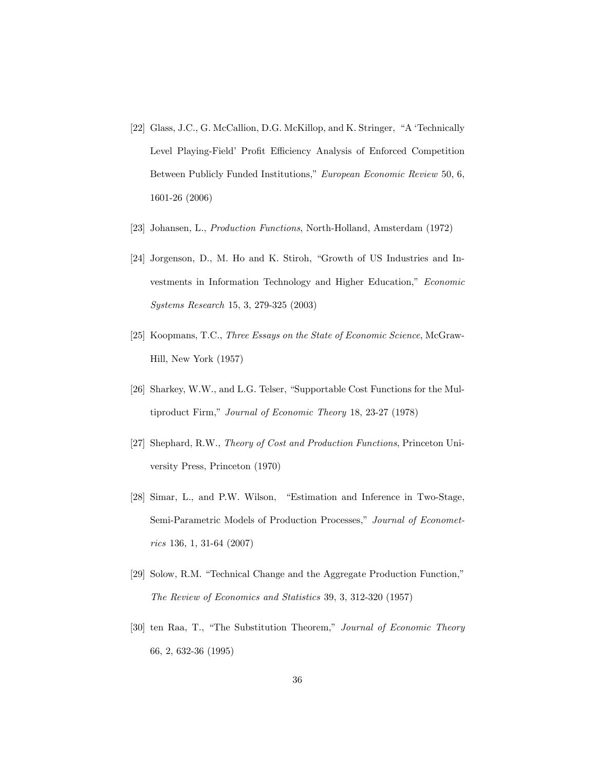[22] Glass, J.C., G. McCallion, D.G. McKillop, and K. Stringer, "A 'Technically Level Playing-Field' Profit Efficiency Analysis of Enforced Competition Between Publicly Funded Institutions," *European Economic Review* 50, 6, 1601-26 (2006)

[23] Johansen, L., *Production Functions*, North-Holland, Amsterdam (1972)

[24] Jorgenson, D., M. Ho and K. Stiroh, "Growth of US Industries and Investments in Information Technology and Higher Education," *Economic Systems Research* 15, 3, 279-325 (2003)

[25] Koopmans, T.C., *Three Essays on the State of Economic Science*, McGraw-Hill, New York (1957)

[26] Sharkey, W.W., and L.G. Telser, "Supportable Cost Functions for the Multiproduct Firm," *Journal of Economic Theory* 18, 23-27 (1978)

[27] Shephard, R.W., *Theory of Cost and Production Functions*, Princeton University Press, Princeton (1970)

[28] Simar, L., and P.W. Wilson, "Estimation and Inference in Two-Stage, Semi-Parametric Models of Production Processes," *Journal of Econometrics* 136, 1, 31-64 (2007)

[29] Solow, R.M. "Technical Change and the Aggregate Production Function," *The Review of Economics and Statistics* 39, 3, 312-320 (1957)

[30] ten Raa, T., "The Substitution Theorem," *Journal of Economic Theory* 66, 2, 632-36 (1995)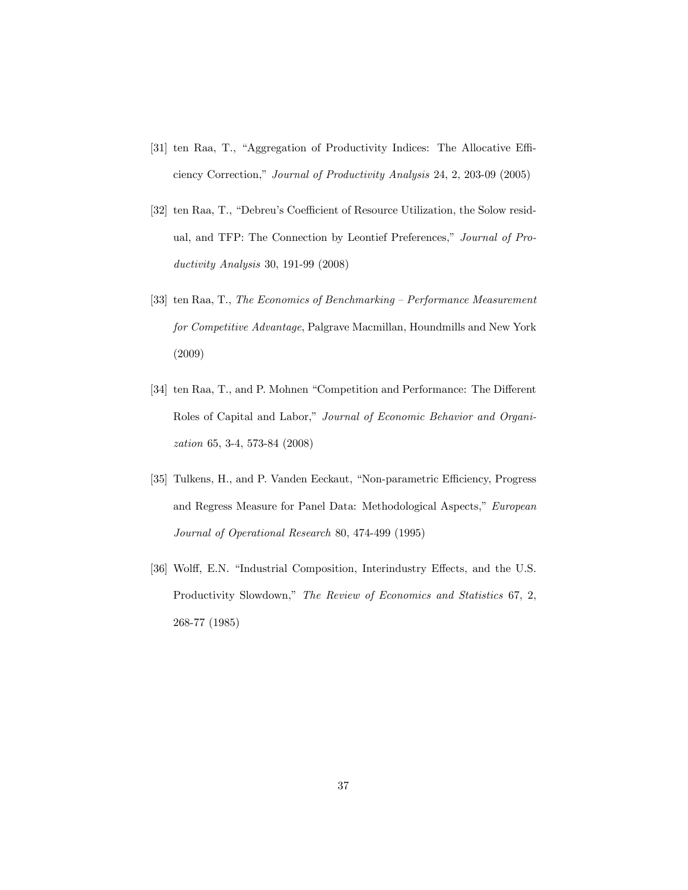[31] ten Raa, T., "Aggregation of Productivity Indices: The Allocative Efficiency Correction," *Journal of Productivity Analysis* 24, 2, 203-09 (2005)

[32] ten Raa, T., "Debreu's Coefficient of Resource Utilization, the Solow residual, and TFP: The Connection by Leontief Preferences," *Journal of Productivity Analysis* 30, 191-99 (2008)

[33] ten Raa, T., *The Economics of Benchmarking – Performance Measurement for Competitive Advantage*, Palgrave Macmillan, Houndmills and New York (2009)

[34] ten Raa, T., and P. Mohnen "Competition and Performance: The Different Roles of Capital and Labor," *Journal of Economic Behavior and Organization* 65, 3-4, 573-84 (2008)

[35] Tulkens, H., and P. Vanden Eeckaut, "Non-parametric Efficiency, Progress and Regress Measure for Panel Data: Methodological Aspects," *European Journal of Operational Research* 80, 474-499 (1995)

[36] Wolff, E.N. "Industrial Composition, Interindustry Effects, and the U.S. Productivity Slowdown," *The Review of Economics and Statistics* 67, 2, 268-77 (1985)